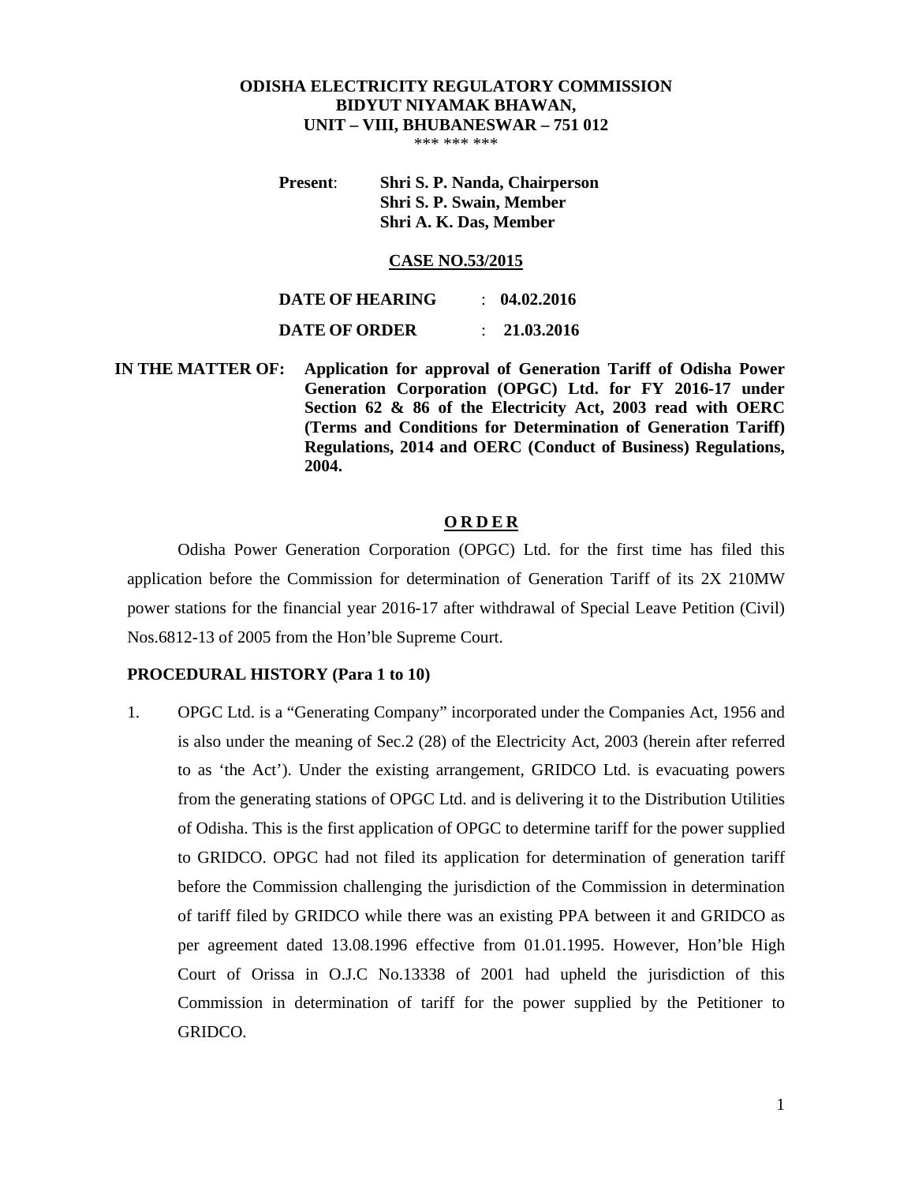**ODISHA ELECTRICITY REGULATORY COMMISSION**
**BIDYUT NIYAMAK BHAWAN,**
**UNIT – VIII, BHUBANESWAR – 751 012**

*** *** ***

**Present**: **Shri S. P. Nanda, Chairperson**
**Shri S. P. Swain, Member**
**Shri A. K. Das, Member**

**CASE NO.53/2015**

**DATE OF HEARING** : **04.02.2016**

**DATE OF ORDER** : **21.03.2016**

**IN THE MATTER OF:** **Application for approval of Generation Tariff of Odisha Power Generation Corporation (OPGC) Ltd. for FY 2016-17 under Section 62 & 86 of the Electricity Act, 2003 read with OERC (Terms and Conditions for Determination of Generation Tariff) Regulations, 2014 and OERC (Conduct of Business) Regulations, 2004.**

**O R D E R**

Odisha Power Generation Corporation (OPGC) Ltd. for the first time has filed this application before the Commission for determination of Generation Tariff of its 2X 210MW power stations for the financial year 2016-17 after withdrawal of Special Leave Petition (Civil) Nos.6812-13 of 2005 from the Hon'ble Supreme Court.

**PROCEDURAL HISTORY (Para 1 to 10)**

1. OPGC Ltd. is a "Generating Company" incorporated under the Companies Act, 1956 and is also under the meaning of Sec.2 (28) of the Electricity Act, 2003 (herein after referred to as 'the Act'). Under the existing arrangement, GRIDCO Ltd. is evacuating powers from the generating stations of OPGC Ltd. and is delivering it to the Distribution Utilities of Odisha. This is the first application of OPGC to determine tariff for the power supplied to GRIDCO. OPGC had not filed its application for determination of generation tariff before the Commission challenging the jurisdiction of the Commission in determination of tariff filed by GRIDCO while there was an existing PPA between it and GRIDCO as per agreement dated 13.08.1996 effective from 01.01.1995. However, Hon'ble High Court of Orissa in O.J.C No.13338 of 2001 had upheld the jurisdiction of this Commission in determination of tariff for the power supplied by the Petitioner to GRIDCO.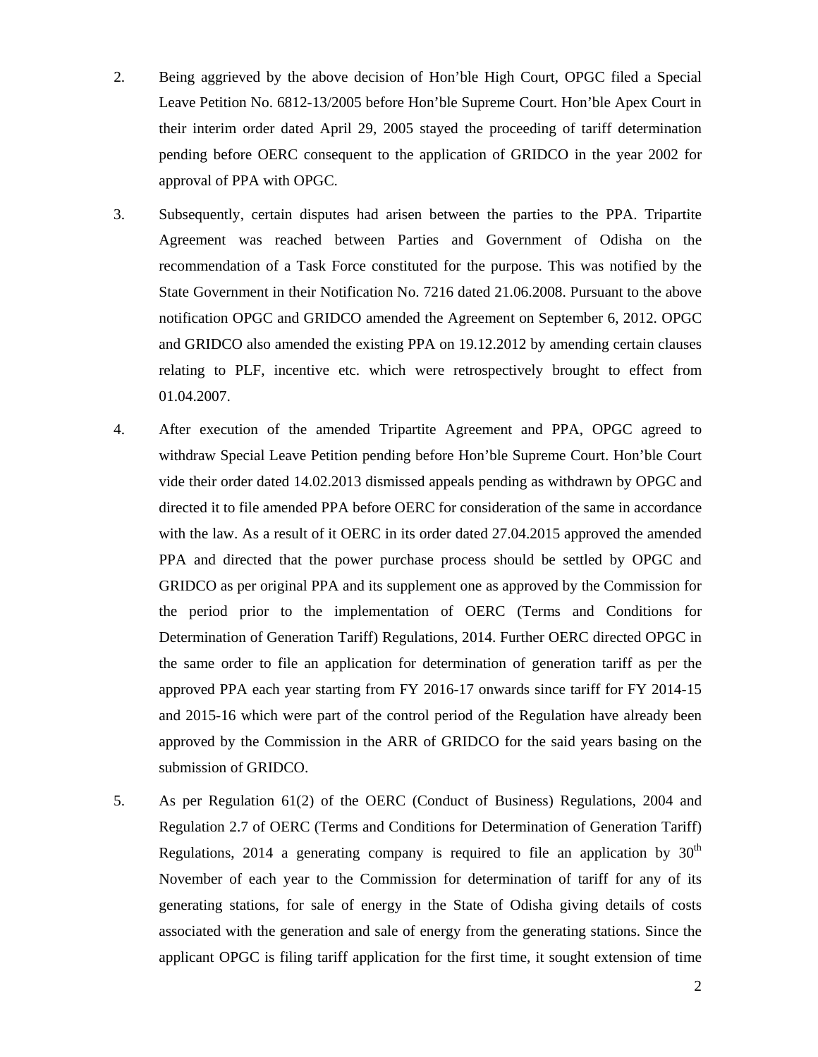2. Being aggrieved by the above decision of Hon'ble High Court, OPGC filed a Special Leave Petition No. 6812-13/2005 before Hon'ble Supreme Court. Hon'ble Apex Court in their interim order dated April 29, 2005 stayed the proceeding of tariff determination pending before OERC consequent to the application of GRIDCO in the year 2002 for approval of PPA with OPGC.

3. Subsequently, certain disputes had arisen between the parties to the PPA. Tripartite Agreement was reached between Parties and Government of Odisha on the recommendation of a Task Force constituted for the purpose. This was notified by the State Government in their Notification No. 7216 dated 21.06.2008. Pursuant to the above notification OPGC and GRIDCO amended the Agreement on September 6, 2012. OPGC and GRIDCO also amended the existing PPA on 19.12.2012 by amending certain clauses relating to PLF, incentive etc. which were retrospectively brought to effect from 01.04.2007.

4. After execution of the amended Tripartite Agreement and PPA, OPGC agreed to withdraw Special Leave Petition pending before Hon'ble Supreme Court. Hon'ble Court vide their order dated 14.02.2013 dismissed appeals pending as withdrawn by OPGC and directed it to file amended PPA before OERC for consideration of the same in accordance with the law. As a result of it OERC in its order dated 27.04.2015 approved the amended PPA and directed that the power purchase process should be settled by OPGC and GRIDCO as per original PPA and its supplement one as approved by the Commission for the period prior to the implementation of OERC (Terms and Conditions for Determination of Generation Tariff) Regulations, 2014. Further OERC directed OPGC in the same order to file an application for determination of generation tariff as per the approved PPA each year starting from FY 2016-17 onwards since tariff for FY 2014-15 and 2015-16 which were part of the control period of the Regulation have already been approved by the Commission in the ARR of GRIDCO for the said years basing on the submission of GRIDCO.

5. As per Regulation 61(2) of the OERC (Conduct of Business) Regulations, 2004 and Regulation 2.7 of OERC (Terms and Conditions for Determination of Generation Tariff) Regulations, 2014 a generating company is required to file an application by 30th November of each year to the Commission for determination of tariff for any of its generating stations, for sale of energy in the State of Odisha giving details of costs associated with the generation and sale of energy from the generating stations. Since the applicant OPGC is filing tariff application for the first time, it sought extension of time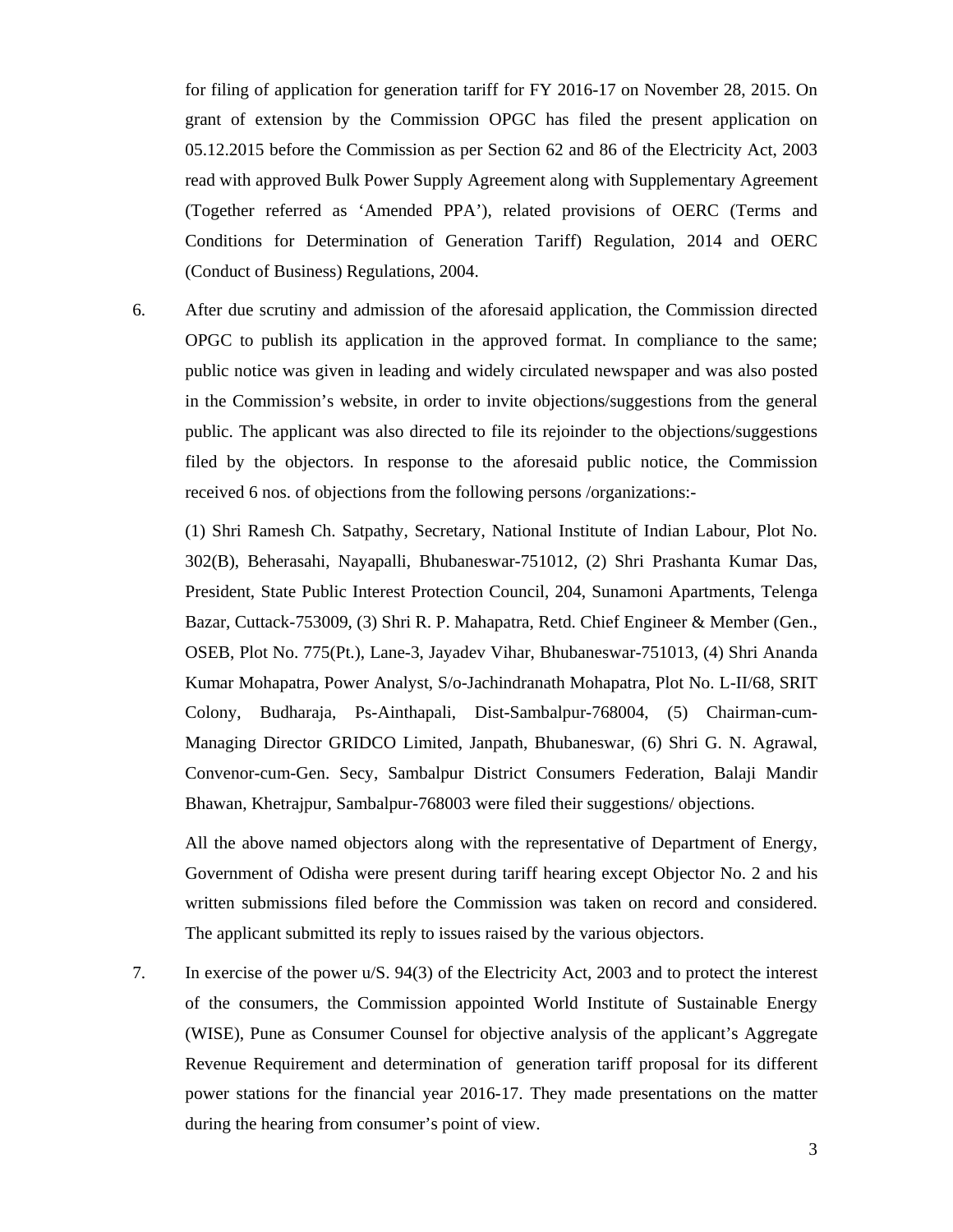for filing of application for generation tariff for FY 2016-17 on November 28, 2015. On grant of extension by the Commission OPGC has filed the present application on 05.12.2015 before the Commission as per Section 62 and 86 of the Electricity Act, 2003 read with approved Bulk Power Supply Agreement along with Supplementary Agreement (Together referred as 'Amended PPA'), related provisions of OERC (Terms and Conditions for Determination of Generation Tariff) Regulation, 2014 and OERC (Conduct of Business) Regulations, 2004.

6. After due scrutiny and admission of the aforesaid application, the Commission directed OPGC to publish its application in the approved format. In compliance to the same; public notice was given in leading and widely circulated newspaper and was also posted in the Commission's website, in order to invite objections/suggestions from the general public. The applicant was also directed to file its rejoinder to the objections/suggestions filed by the objectors. In response to the aforesaid public notice, the Commission received 6 nos. of objections from the following persons /organizations:-

   (1) Shri Ramesh Ch. Satpathy, Secretary, National Institute of Indian Labour, Plot No. 302(B), Beherasahi, Nayapalli, Bhubaneswar-751012, (2) Shri Prashanta Kumar Das, President, State Public Interest Protection Council, 204, Sunamoni Apartments, Telenga Bazar, Cuttack-753009, (3) Shri R. P. Mahapatra, Retd. Chief Engineer & Member (Gen., OSEB, Plot No. 775(Pt.), Lane-3, Jayadev Vihar, Bhubaneswar-751013, (4) Shri Ananda Kumar Mohapatra, Power Analyst, S/o-Jachindranath Mohapatra, Plot No. L-II/68, SRIT Colony, Budharaja, Ps-Ainthapali, Dist-Sambalpur-768004, (5) Chairman-cum-Managing Director GRIDCO Limited, Janpath, Bhubaneswar, (6) Shri G. N. Agrawal, Convenor-cum-Gen. Secy, Sambalpur District Consumers Federation, Balaji Mandir Bhawan, Khetrajpur, Sambalpur-768003 were filed their suggestions/ objections.

   All the above named objectors along with the representative of Department of Energy, Government of Odisha were present during tariff hearing except Objector No. 2 and his written submissions filed before the Commission was taken on record and considered. The applicant submitted its reply to issues raised by the various objectors.

7. In exercise of the power u/S. 94(3) of the Electricity Act, 2003 and to protect the interest of the consumers, the Commission appointed World Institute of Sustainable Energy (WISE), Pune as Consumer Counsel for objective analysis of the applicant's Aggregate Revenue Requirement and determination of generation tariff proposal for its different power stations for the financial year 2016-17. They made presentations on the matter during the hearing from consumer's point of view.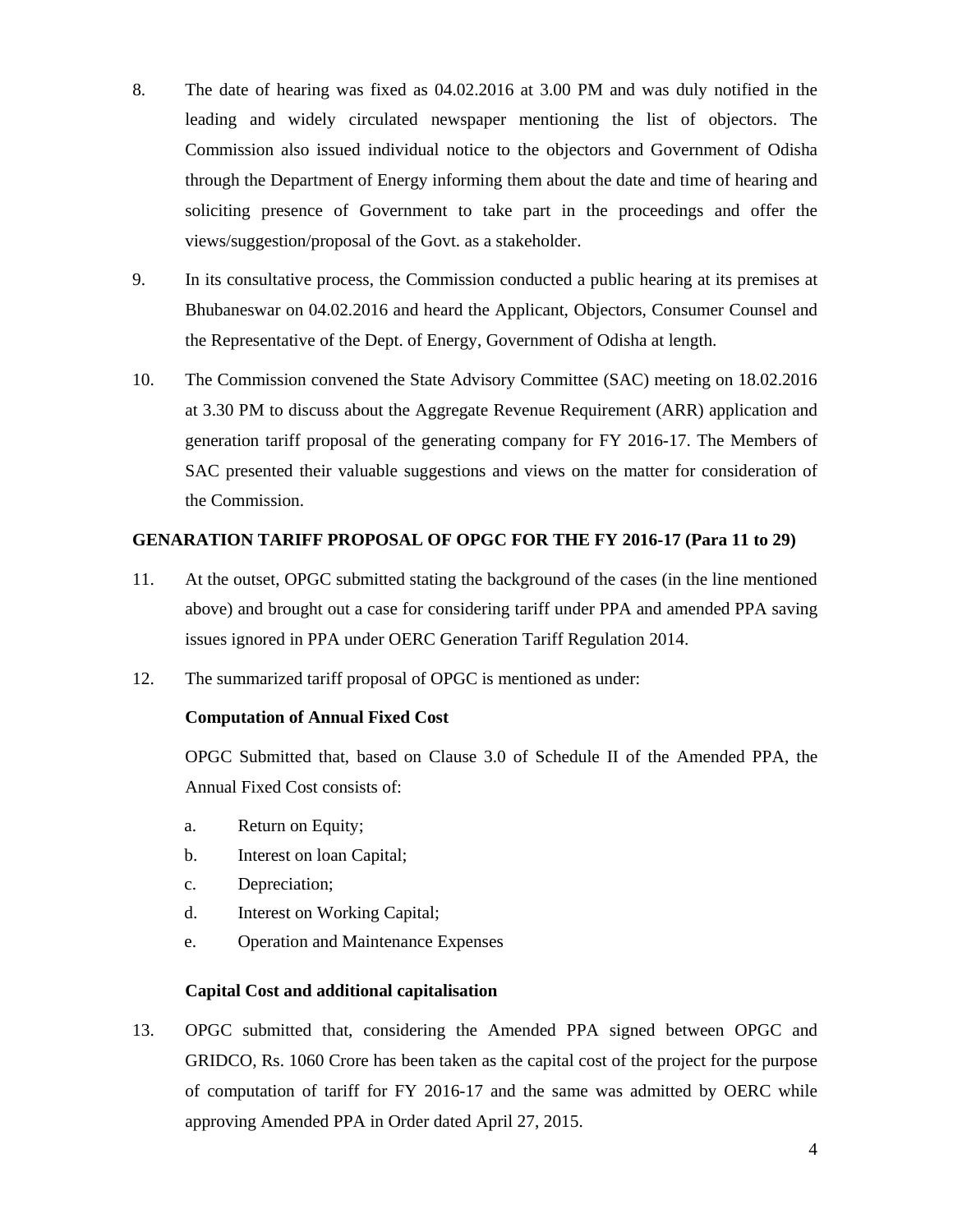8. The date of hearing was fixed as 04.02.2016 at 3.00 PM and was duly notified in the leading and widely circulated newspaper mentioning the list of objectors. The Commission also issued individual notice to the objectors and Government of Odisha through the Department of Energy informing them about the date and time of hearing and soliciting presence of Government to take part in the proceedings and offer the views/suggestion/proposal of the Govt. as a stakeholder.

9. In its consultative process, the Commission conducted a public hearing at its premises at Bhubaneswar on 04.02.2016 and heard the Applicant, Objectors, Consumer Counsel and the Representative of the Dept. of Energy, Government of Odisha at length.

10. The Commission convened the State Advisory Committee (SAC) meeting on 18.02.2016 at 3.30 PM to discuss about the Aggregate Revenue Requirement (ARR) application and generation tariff proposal of the generating company for FY 2016-17. The Members of SAC presented their valuable suggestions and views on the matter for consideration of the Commission.

**GENARATION TARIFF PROPOSAL OF OPGC FOR THE FY 2016-17 (Para 11 to 29)**

11. At the outset, OPGC submitted stating the background of the cases (in the line mentioned above) and brought out a case for considering tariff under PPA and amended PPA saving issues ignored in PPA under OERC Generation Tariff Regulation 2014.

12. The summarized tariff proposal of OPGC is mentioned as under:

**Computation of Annual Fixed Cost**

OPGC Submitted that, based on Clause 3.0 of Schedule II of the Amended PPA, the Annual Fixed Cost consists of:

a. Return on Equity;

b. Interest on loan Capital;

c. Depreciation;

d. Interest on Working Capital;

e. Operation and Maintenance Expenses

**Capital Cost and additional capitalisation**

13. OPGC submitted that, considering the Amended PPA signed between OPGC and GRIDCO, Rs. 1060 Crore has been taken as the capital cost of the project for the purpose of computation of tariff for FY 2016-17 and the same was admitted by OERC while approving Amended PPA in Order dated April 27, 2015.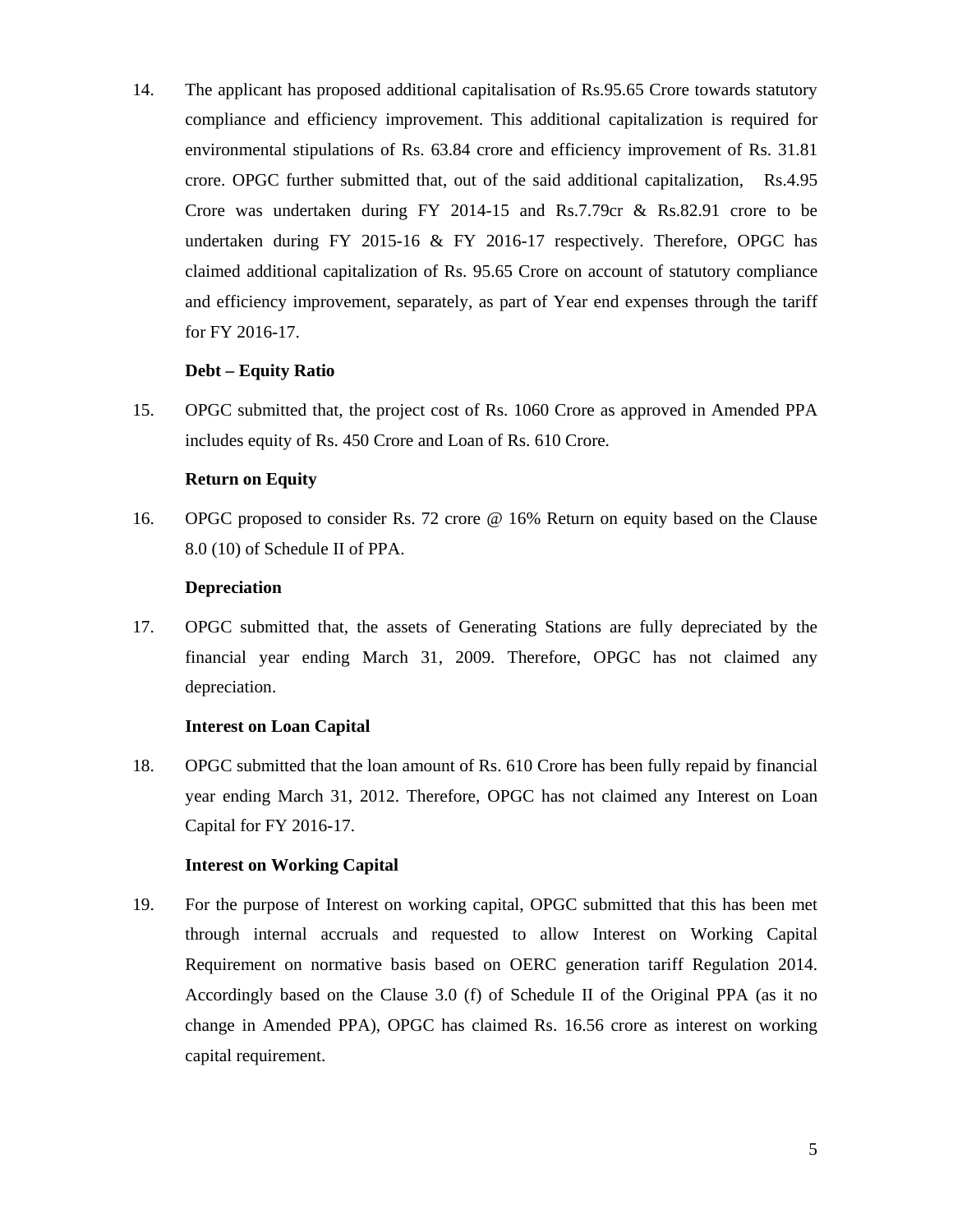14. The applicant has proposed additional capitalisation of Rs.95.65 Crore towards statutory compliance and efficiency improvement. This additional capitalization is required for environmental stipulations of Rs. 63.84 crore and efficiency improvement of Rs. 31.81 crore. OPGC further submitted that, out of the said additional capitalization, Rs.4.95 Crore was undertaken during FY 2014-15 and Rs.7.79cr & Rs.82.91 crore to be undertaken during FY 2015-16 & FY 2016-17 respectively. Therefore, OPGC has claimed additional capitalization of Rs. 95.65 Crore on account of statutory compliance and efficiency improvement, separately, as part of Year end expenses through the tariff for FY 2016-17.

**Debt – Equity Ratio**

15. OPGC submitted that, the project cost of Rs. 1060 Crore as approved in Amended PPA includes equity of Rs. 450 Crore and Loan of Rs. 610 Crore.

**Return on Equity**

16. OPGC proposed to consider Rs. 72 crore @ 16% Return on equity based on the Clause 8.0 (10) of Schedule II of PPA.

**Depreciation**

17. OPGC submitted that, the assets of Generating Stations are fully depreciated by the financial year ending March 31, 2009. Therefore, OPGC has not claimed any depreciation.

**Interest on Loan Capital**

18. OPGC submitted that the loan amount of Rs. 610 Crore has been fully repaid by financial year ending March 31, 2012. Therefore, OPGC has not claimed any Interest on Loan Capital for FY 2016-17.

**Interest on Working Capital**

19. For the purpose of Interest on working capital, OPGC submitted that this has been met through internal accruals and requested to allow Interest on Working Capital Requirement on normative basis based on OERC generation tariff Regulation 2014. Accordingly based on the Clause 3.0 (f) of Schedule II of the Original PPA (as it no change in Amended PPA), OPGC has claimed Rs. 16.56 crore as interest on working capital requirement.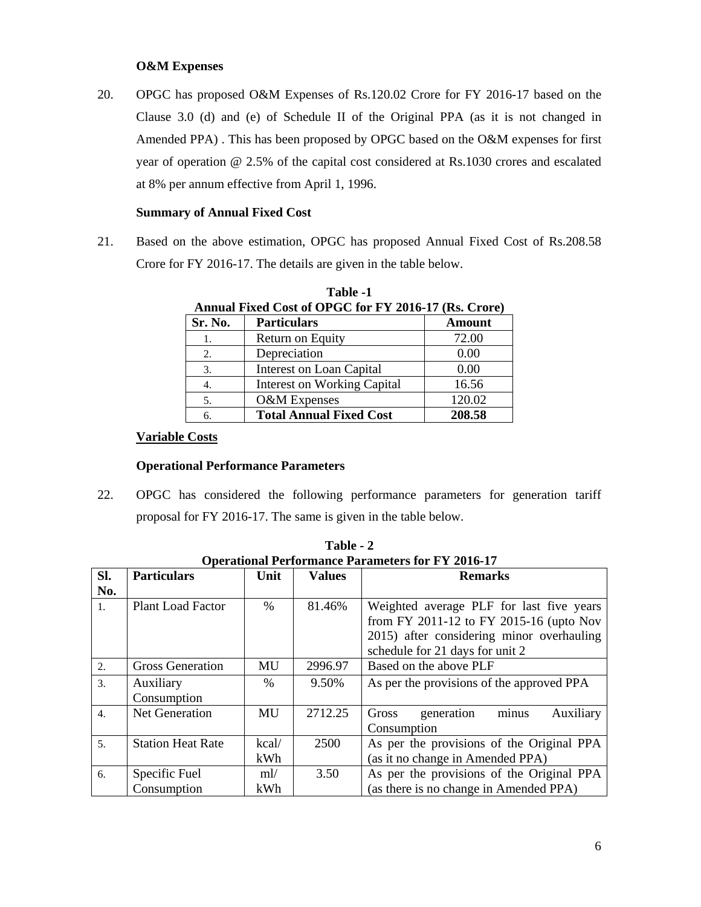**O&M Expenses**

20. OPGC has proposed O&M Expenses of Rs.120.02 Crore for FY 2016-17 based on the Clause 3.0 (d) and (e) of Schedule II of the Original PPA (as it is not changed in Amended PPA) . This has been proposed by OPGC based on the O&M expenses for first year of operation @ 2.5% of the capital cost considered at Rs.1030 crores and escalated at 8% per annum effective from April 1, 1996.

**Summary of Annual Fixed Cost**

21. Based on the above estimation, OPGC has proposed Annual Fixed Cost of Rs.208.58 Crore for FY 2016-17. The details are given in the table below.

**Table -1**
**Annual Fixed Cost of OPGC for FY 2016-17 (Rs. Crore)**

| Sr. No. | Particulars | Amount |
|---|---|---|
| 1. | Return on Equity | 72.00 |
| 2. | Depreciation | 0.00 |
| 3. | Interest on Loan Capital | 0.00 |
| 4. | Interest on Working Capital | 16.56 |
| 5. | O&M Expenses | 120.02 |
| 6. | **Total Annual Fixed Cost** | **208.58** |

**Variable Costs**

**Operational Performance Parameters**

22. OPGC has considered the following performance parameters for generation tariff proposal for FY 2016-17. The same is given in the table below.

**Table - 2**
**Operational Performance Parameters for FY 2016-17**

| Sl. No. | Particulars | Unit | Values | Remarks |
|---|---|---|---|---|
| 1. | Plant Load Factor | % | 81.46% | Weighted average PLF for last five years from FY 2011-12 to FY 2015-16 (upto Nov 2015) after considering minor overhauling schedule for 21 days for unit 2 |
| 2. | Gross Generation | MU | 2996.97 | Based on the above PLF |
| 3. | Auxiliary Consumption | % | 9.50% | As per the provisions of the approved PPA |
| 4. | Net Generation | MU | 2712.25 | Gross generation minus Auxiliary Consumption |
| 5. | Station Heat Rate | kcal/ kWh | 2500 | As per the provisions of the Original PPA (as it no change in Amended PPA) |
| 6. | Specific Fuel Consumption | ml/ kWh | 3.50 | As per the provisions of the Original PPA (as there is no change in Amended PPA) |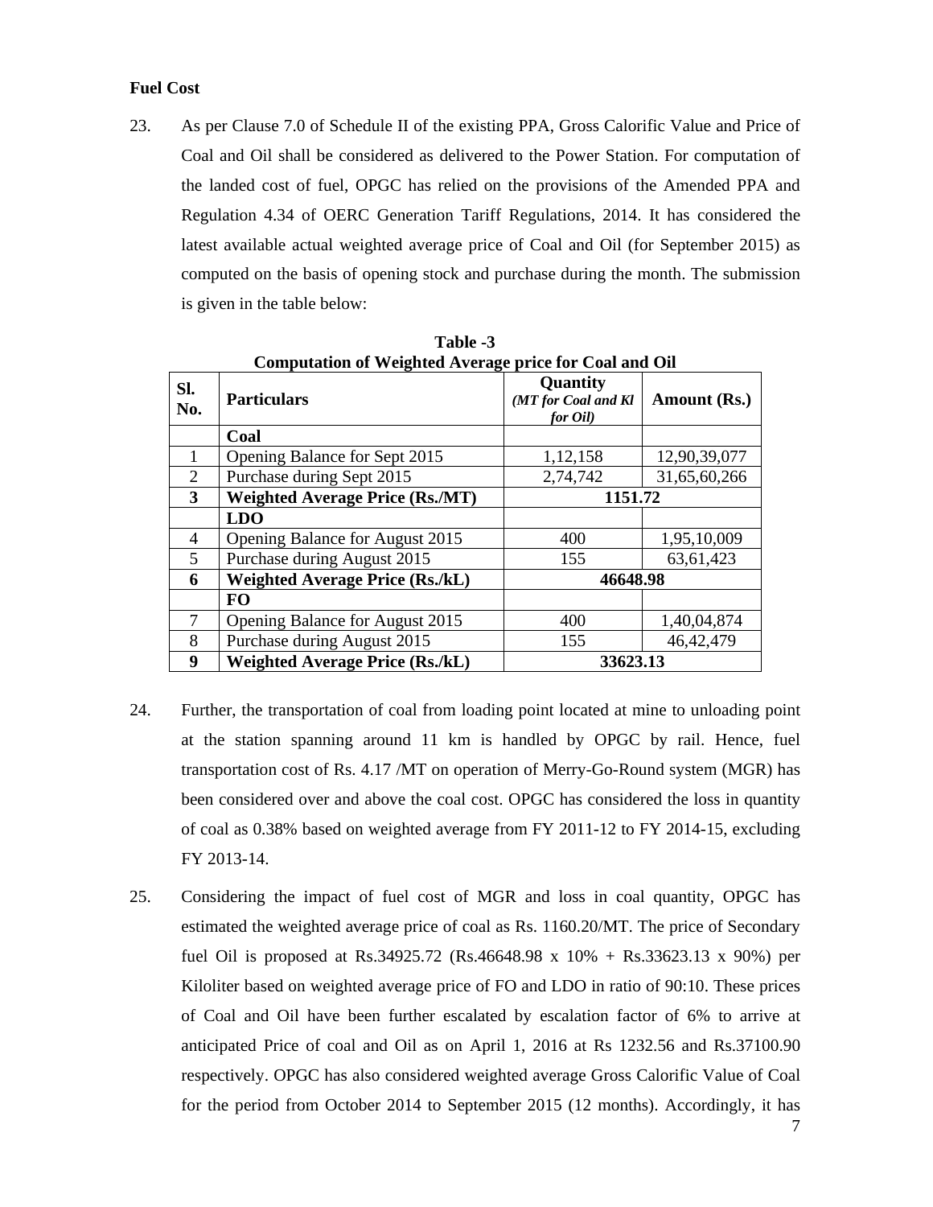**Fuel Cost**

23. As per Clause 7.0 of Schedule II of the existing PPA, Gross Calorific Value and Price of Coal and Oil shall be considered as delivered to the Power Station. For computation of the landed cost of fuel, OPGC has relied on the provisions of the Amended PPA and Regulation 4.34 of OERC Generation Tariff Regulations, 2014. It has considered the latest available actual weighted average price of Coal and Oil (for September 2015) as computed on the basis of opening stock and purchase during the month. The submission is given in the table below:

**Table -3**
**Computation of Weighted Average price for Coal and Oil**

| Sl. No. | Particulars | Quantity *(MT for Coal and Kl for Oil)* | Amount (Rs.) |
|---|---|---|---|
| | **Coal** | | |
| 1 | Opening Balance for Sept 2015 | 1,12,158 | 12,90,39,077 |
| 2 | Purchase during Sept 2015 | 2,74,742 | 31,65,60,266 |
| **3** | **Weighted Average Price (Rs./MT)** | **1151.72** | |
| | **LDO** | | |
| 4 | Opening Balance for August 2015 | 400 | 1,95,10,009 |
| 5 | Purchase during August 2015 | 155 | 63,61,423 |
| **6** | **Weighted Average Price (Rs./kL)** | **46648.98** | |
| | **FO** | | |
| 7 | Opening Balance for August 2015 | 400 | 1,40,04,874 |
| 8 | Purchase during August 2015 | 155 | 46,42,479 |
| **9** | **Weighted Average Price (Rs./kL)** | **33623.13** | |

24. Further, the transportation of coal from loading point located at mine to unloading point at the station spanning around 11 km is handled by OPGC by rail. Hence, fuel transportation cost of Rs. 4.17 /MT on operation of Merry-Go-Round system (MGR) has been considered over and above the coal cost. OPGC has considered the loss in quantity of coal as 0.38% based on weighted average from FY 2011-12 to FY 2014-15, excluding FY 2013-14.

25. Considering the impact of fuel cost of MGR and loss in coal quantity, OPGC has estimated the weighted average price of coal as Rs. 1160.20/MT. The price of Secondary fuel Oil is proposed at Rs.34925.72 (Rs.46648.98 x 10% + Rs.33623.13 x 90%) per Kiloliter based on weighted average price of FO and LDO in ratio of 90:10. These prices of Coal and Oil have been further escalated by escalation factor of 6% to arrive at anticipated Price of coal and Oil as on April 1, 2016 at Rs 1232.56 and Rs.37100.90 respectively. OPGC has also considered weighted average Gross Calorific Value of Coal for the period from October 2014 to September 2015 (12 months). Accordingly, it has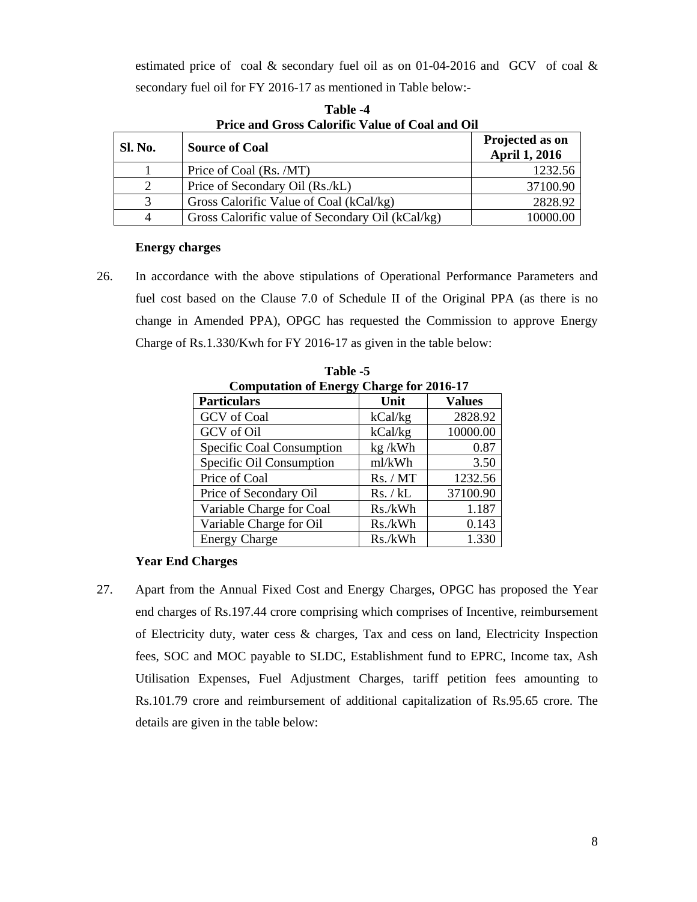estimated price of coal & secondary fuel oil as on 01-04-2016 and GCV of coal & secondary fuel oil for FY 2016-17 as mentioned in Table below:-

**Table -4**
**Price and Gross Calorific Value of Coal and Oil**

| Sl. No. | Source of Coal | Projected as on April 1, 2016 |
|---|---|---|
| 1 | Price of Coal (Rs. /MT) | 1232.56 |
| 2 | Price of Secondary Oil (Rs./kL) | 37100.90 |
| 3 | Gross Calorific Value of Coal (kCal/kg) | 2828.92 |
| 4 | Gross Calorific value of Secondary Oil (kCal/kg) | 10000.00 |

**Energy charges**

26. In accordance with the above stipulations of Operational Performance Parameters and fuel cost based on the Clause 7.0 of Schedule II of the Original PPA (as there is no change in Amended PPA), OPGC has requested the Commission to approve Energy Charge of Rs.1.330/Kwh for FY 2016-17 as given in the table below:

**Table -5**
**Computation of Energy Charge for 2016-17**

| Particulars | Unit | Values |
|---|---|---|
| GCV of Coal | kCal/kg | 2828.92 |
| GCV of Oil | kCal/kg | 10000.00 |
| Specific Coal Consumption | kg /kWh | 0.87 |
| Specific Oil Consumption | ml/kWh | 3.50 |
| Price of Coal | Rs. / MT | 1232.56 |
| Price of Secondary Oil | Rs. / kL | 37100.90 |
| Variable Charge for Coal | Rs./kWh | 1.187 |
| Variable Charge for Oil | Rs./kWh | 0.143 |
| Energy Charge | Rs./kWh | 1.330 |

**Year End Charges**

27. Apart from the Annual Fixed Cost and Energy Charges, OPGC has proposed the Year end charges of Rs.197.44 crore comprising which comprises of Incentive, reimbursement of Electricity duty, water cess & charges, Tax and cess on land, Electricity Inspection fees, SOC and MOC payable to SLDC, Establishment fund to EPRC, Income tax, Ash Utilisation Expenses, Fuel Adjustment Charges, tariff petition fees amounting to Rs.101.79 crore and reimbursement of additional capitalization of Rs.95.65 crore. The details are given in the table below: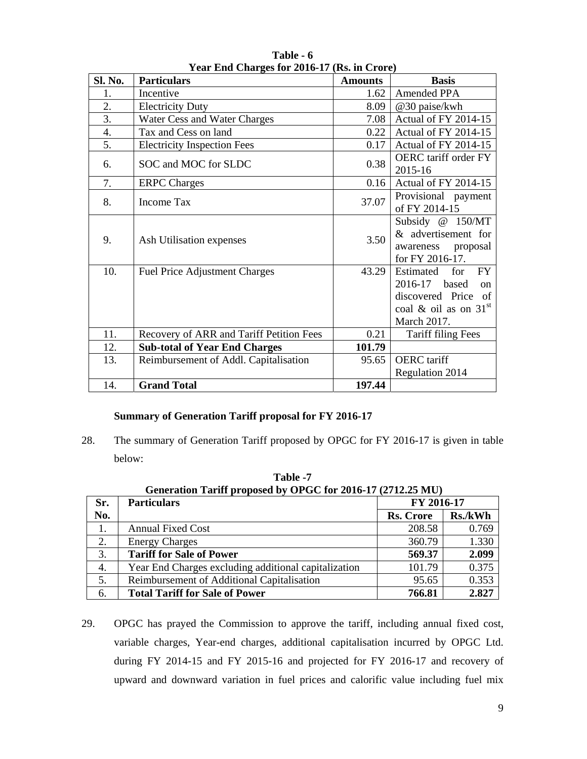**Table - 6**
**Year End Charges for 2016-17 (Rs. in Crore)**

| Sl. No. | Particulars | Amounts | Basis |
|---|---|---|---|
| 1. | Incentive | 1.62 | Amended PPA |
| 2. | Electricity Duty | 8.09 | @30 paise/kwh |
| 3. | Water Cess and Water Charges | 7.08 | Actual of FY 2014-15 |
| 4. | Tax and Cess on land | 0.22 | Actual of FY 2014-15 |
| 5. | Electricity Inspection Fees | 0.17 | Actual of FY 2014-15 |
| 6. | SOC and MOC for SLDC | 0.38 | OERC tariff order FY 2015-16 |
| 7. | ERPC Charges | 0.16 | Actual of FY 2014-15 |
| 8. | Income Tax | 37.07 | Provisional payment of FY 2014-15 |
| 9. | Ash Utilisation expenses | 3.50 | Subsidy @ 150/MT & advertisement for awareness proposal for FY 2016-17. |
| 10. | Fuel Price Adjustment Charges | 43.29 | Estimated for FY 2016-17 based on discovered Price of coal & oil as on 31st March 2017. |
| 11. | Recovery of ARR and Tariff Petition Fees | 0.21 | Tariff filing Fees |
| 12. | **Sub-total of Year End Charges** | **101.79** | |
| 13. | Reimbursement of Addl. Capitalisation | 95.65 | OERC tariff Regulation 2014 |
| 14. | **Grand Total** | **197.44** | |

**Summary of Generation Tariff proposal for FY 2016-17**

28. The summary of Generation Tariff proposed by OPGC for FY 2016-17 is given in table below:

**Table -7**
**Generation Tariff proposed by OPGC for 2016-17 (2712.25 MU)**

| Sr. No. | Particulars | FY 2016-17 | |
|---|---|---|---|
| | | **Rs. Crore** | **Rs./kWh** |
| 1. | Annual Fixed Cost | 208.58 | 0.769 |
| 2. | Energy Charges | 360.79 | 1.330 |
| 3. | **Tariff for Sale of Power** | **569.37** | **2.099** |
| 4. | Year End Charges excluding additional capitalization | 101.79 | 0.375 |
| 5. | Reimbursement of Additional Capitalisation | 95.65 | 0.353 |
| 6. | **Total Tariff for Sale of Power** | **766.81** | **2.827** |

29. OPGC has prayed the Commission to approve the tariff, including annual fixed cost, variable charges, Year-end charges, additional capitalisation incurred by OPGC Ltd. during FY 2014-15 and FY 2015-16 and projected for FY 2016-17 and recovery of upward and downward variation in fuel prices and calorific value including fuel mix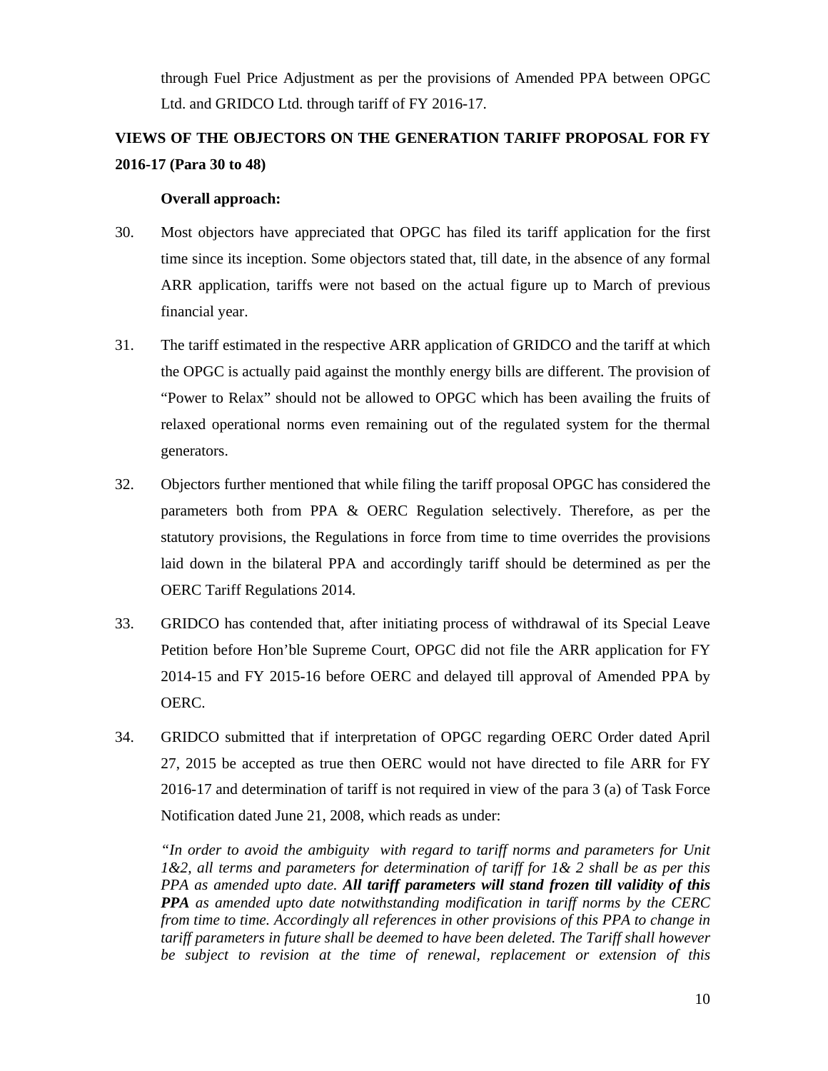through Fuel Price Adjustment as per the provisions of Amended PPA between OPGC Ltd. and GRIDCO Ltd. through tariff of FY 2016-17.

## VIEWS OF THE OBJECTORS ON THE GENERATION TARIFF PROPOSAL FOR FY 2016-17 (Para 30 to 48)

**Overall approach:**

30. Most objectors have appreciated that OPGC has filed its tariff application for the first time since its inception. Some objectors stated that, till date, in the absence of any formal ARR application, tariffs were not based on the actual figure up to March of previous financial year.

31. The tariff estimated in the respective ARR application of GRIDCO and the tariff at which the OPGC is actually paid against the monthly energy bills are different. The provision of "Power to Relax" should not be allowed to OPGC which has been availing the fruits of relaxed operational norms even remaining out of the regulated system for the thermal generators.

32. Objectors further mentioned that while filing the tariff proposal OPGC has considered the parameters both from PPA & OERC Regulation selectively. Therefore, as per the statutory provisions, the Regulations in force from time to time overrides the provisions laid down in the bilateral PPA and accordingly tariff should be determined as per the OERC Tariff Regulations 2014.

33. GRIDCO has contended that, after initiating process of withdrawal of its Special Leave Petition before Hon'ble Supreme Court, OPGC did not file the ARR application for FY 2014-15 and FY 2015-16 before OERC and delayed till approval of Amended PPA by OERC.

34. GRIDCO submitted that if interpretation of OPGC regarding OERC Order dated April 27, 2015 be accepted as true then OERC would not have directed to file ARR for FY 2016-17 and determination of tariff is not required in view of the para 3 (a) of Task Force Notification dated June 21, 2008, which reads as under:

*"In order to avoid the ambiguity with regard to tariff norms and parameters for Unit 1&2, all terms and parameters for determination of tariff for 1& 2 shall be as per this PPA as amended upto date.* ***All tariff parameters will stand frozen till validity of this PPA*** *as amended upto date notwithstanding modification in tariff norms by the CERC from time to time. Accordingly all references in other provisions of this PPA to change in tariff parameters in future shall be deemed to have been deleted. The Tariff shall however be subject to revision at the time of renewal, replacement or extension of this*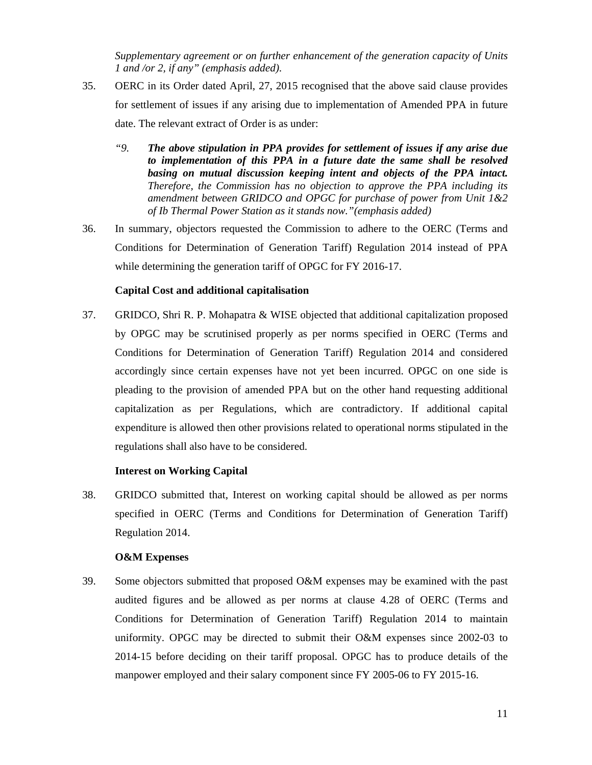*Supplementary agreement or on further enhancement of the generation capacity of Units 1 and /or 2, if any" (emphasis added).*

35. OERC in its Order dated April, 27, 2015 recognised that the above said clause provides for settlement of issues if any arising due to implementation of Amended PPA in future date. The relevant extract of Order is as under:

    *"9. **The above stipulation in PPA provides for settlement of issues if any arise due to implementation of this PPA in a future date the same shall be resolved basing on mutual discussion keeping intent and objects of the PPA intact.** Therefore, the Commission has no objection to approve the PPA including its amendment between GRIDCO and OPGC for purchase of power from Unit 1&2 of Ib Thermal Power Station as it stands now."(emphasis added)*

36. In summary, objectors requested the Commission to adhere to the OERC (Terms and Conditions for Determination of Generation Tariff) Regulation 2014 instead of PPA while determining the generation tariff of OPGC for FY 2016-17.

**Capital Cost and additional capitalisation**

37. GRIDCO, Shri R. P. Mohapatra & WISE objected that additional capitalization proposed by OPGC may be scrutinised properly as per norms specified in OERC (Terms and Conditions for Determination of Generation Tariff) Regulation 2014 and considered accordingly since certain expenses have not yet been incurred. OPGC on one side is pleading to the provision of amended PPA but on the other hand requesting additional capitalization as per Regulations, which are contradictory. If additional capital expenditure is allowed then other provisions related to operational norms stipulated in the regulations shall also have to be considered.

**Interest on Working Capital**

38. GRIDCO submitted that, Interest on working capital should be allowed as per norms specified in OERC (Terms and Conditions for Determination of Generation Tariff) Regulation 2014.

**O&M Expenses**

39. Some objectors submitted that proposed O&M expenses may be examined with the past audited figures and be allowed as per norms at clause 4.28 of OERC (Terms and Conditions for Determination of Generation Tariff) Regulation 2014 to maintain uniformity. OPGC may be directed to submit their O&M expenses since 2002-03 to 2014-15 before deciding on their tariff proposal. OPGC has to produce details of the manpower employed and their salary component since FY 2005-06 to FY 2015-16.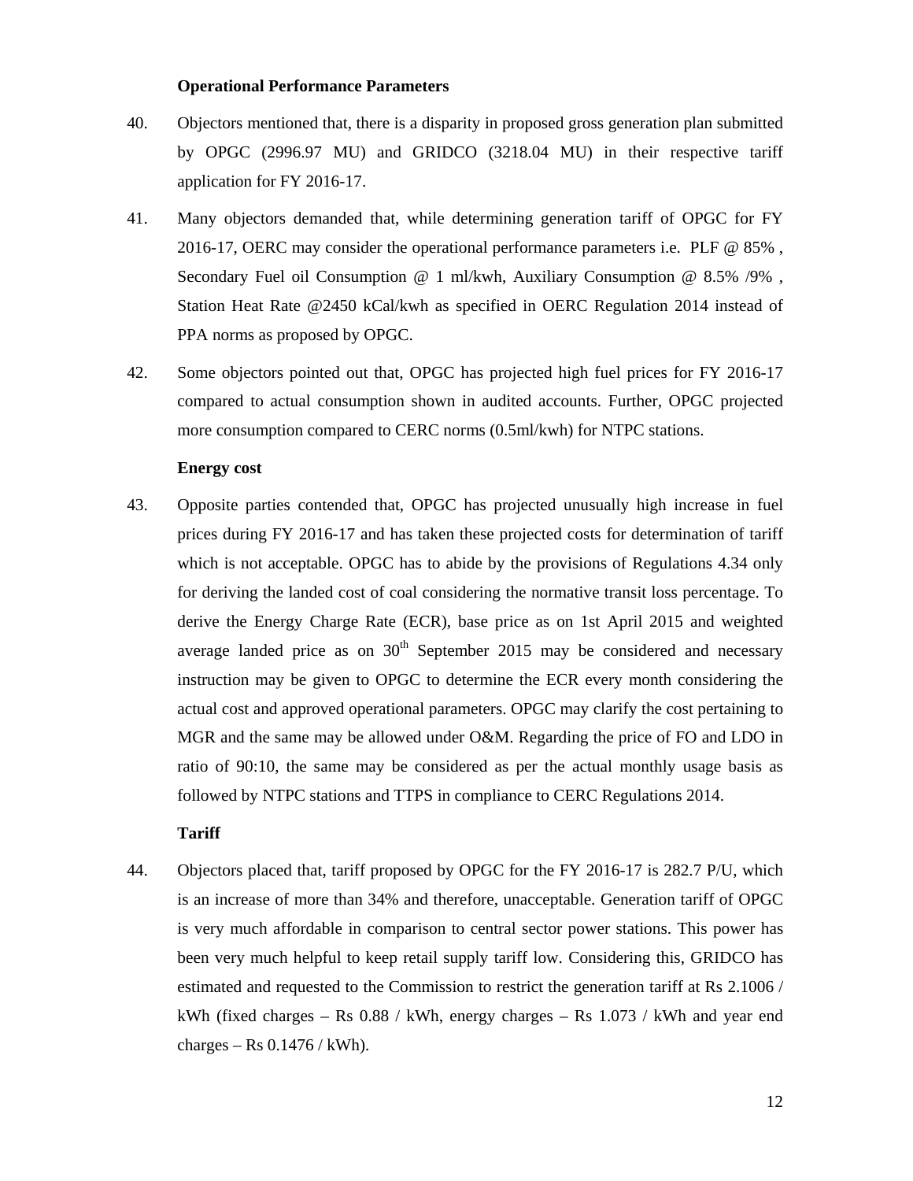**Operational Performance Parameters**

40. Objectors mentioned that, there is a disparity in proposed gross generation plan submitted by OPGC (2996.97 MU) and GRIDCO (3218.04 MU) in their respective tariff application for FY 2016-17.

41. Many objectors demanded that, while determining generation tariff of OPGC for FY 2016-17, OERC may consider the operational performance parameters i.e. PLF @ 85% , Secondary Fuel oil Consumption @ 1 ml/kwh, Auxiliary Consumption @ 8.5% /9% , Station Heat Rate @2450 kCal/kwh as specified in OERC Regulation 2014 instead of PPA norms as proposed by OPGC.

42. Some objectors pointed out that, OPGC has projected high fuel prices for FY 2016-17 compared to actual consumption shown in audited accounts. Further, OPGC projected more consumption compared to CERC norms (0.5ml/kwh) for NTPC stations.

**Energy cost**

43. Opposite parties contended that, OPGC has projected unusually high increase in fuel prices during FY 2016-17 and has taken these projected costs for determination of tariff which is not acceptable. OPGC has to abide by the provisions of Regulations 4.34 only for deriving the landed cost of coal considering the normative transit loss percentage. To derive the Energy Charge Rate (ECR), base price as on 1st April 2015 and weighted average landed price as on 30th September 2015 may be considered and necessary instruction may be given to OPGC to determine the ECR every month considering the actual cost and approved operational parameters. OPGC may clarify the cost pertaining to MGR and the same may be allowed under O&M. Regarding the price of FO and LDO in ratio of 90:10, the same may be considered as per the actual monthly usage basis as followed by NTPC stations and TTPS in compliance to CERC Regulations 2014.

**Tariff**

44. Objectors placed that, tariff proposed by OPGC for the FY 2016-17 is 282.7 P/U, which is an increase of more than 34% and therefore, unacceptable. Generation tariff of OPGC is very much affordable in comparison to central sector power stations. This power has been very much helpful to keep retail supply tariff low. Considering this, GRIDCO has estimated and requested to the Commission to restrict the generation tariff at Rs 2.1006 / kWh (fixed charges – Rs 0.88 / kWh, energy charges – Rs 1.073 / kWh and year end charges – Rs 0.1476 / kWh).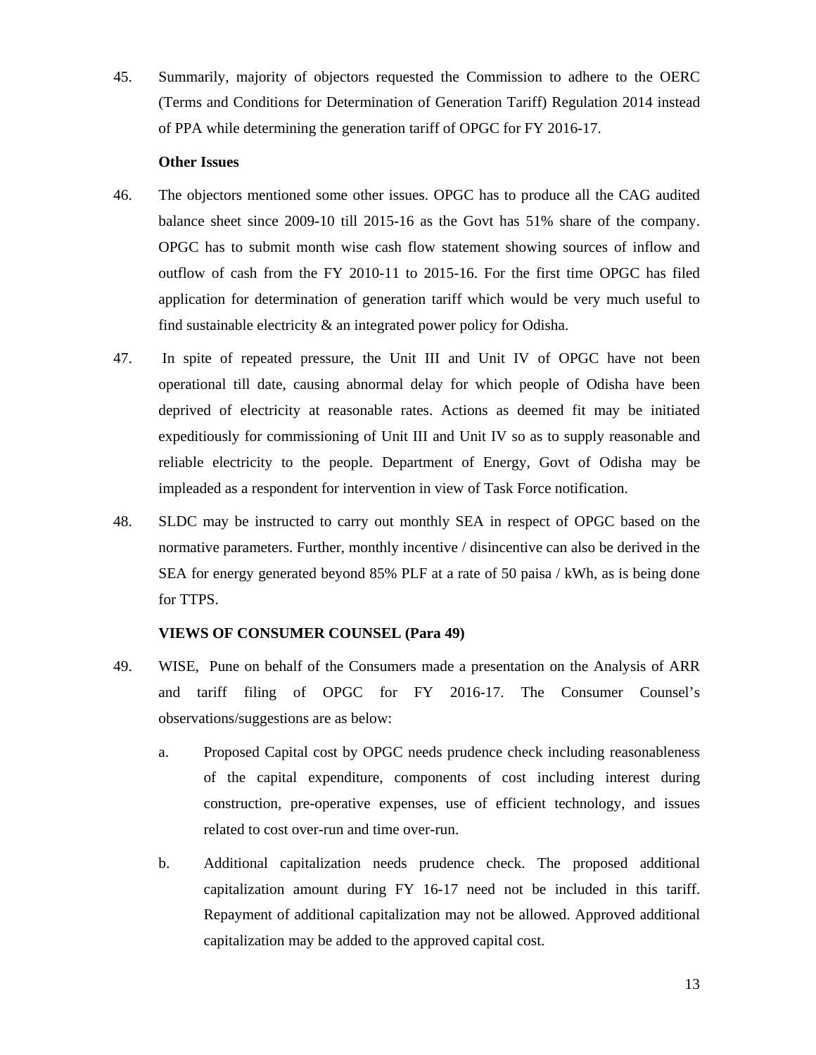45. Summarily, majority of objectors requested the Commission to adhere to the OERC (Terms and Conditions for Determination of Generation Tariff) Regulation 2014 instead of PPA while determining the generation tariff of OPGC for FY 2016-17.

**Other Issues**

46. The objectors mentioned some other issues. OPGC has to produce all the CAG audited balance sheet since 2009-10 till 2015-16 as the Govt has 51% share of the company. OPGC has to submit month wise cash flow statement showing sources of inflow and outflow of cash from the FY 2010-11 to 2015-16. For the first time OPGC has filed application for determination of generation tariff which would be very much useful to find sustainable electricity & an integrated power policy for Odisha.

47. In spite of repeated pressure, the Unit III and Unit IV of OPGC have not been operational till date, causing abnormal delay for which people of Odisha have been deprived of electricity at reasonable rates. Actions as deemed fit may be initiated expeditiously for commissioning of Unit III and Unit IV so as to supply reasonable and reliable electricity to the people. Department of Energy, Govt of Odisha may be impleaded as a respondent for intervention in view of Task Force notification.

48. SLDC may be instructed to carry out monthly SEA in respect of OPGC based on the normative parameters. Further, monthly incentive / disincentive can also be derived in the SEA for energy generated beyond 85% PLF at a rate of 50 paisa / kWh, as is being done for TTPS.

**VIEWS OF CONSUMER COUNSEL (Para 49)**

49. WISE, Pune on behalf of the Consumers made a presentation on the Analysis of ARR and tariff filing of OPGC for FY 2016-17. The Consumer Counsel's observations/suggestions are as below:

    a. Proposed Capital cost by OPGC needs prudence check including reasonableness of the capital expenditure, components of cost including interest during construction, pre-operative expenses, use of efficient technology, and issues related to cost over-run and time over-run.

    b. Additional capitalization needs prudence check. The proposed additional capitalization amount during FY 16-17 need not be included in this tariff. Repayment of additional capitalization may not be allowed. Approved additional capitalization may be added to the approved capital cost.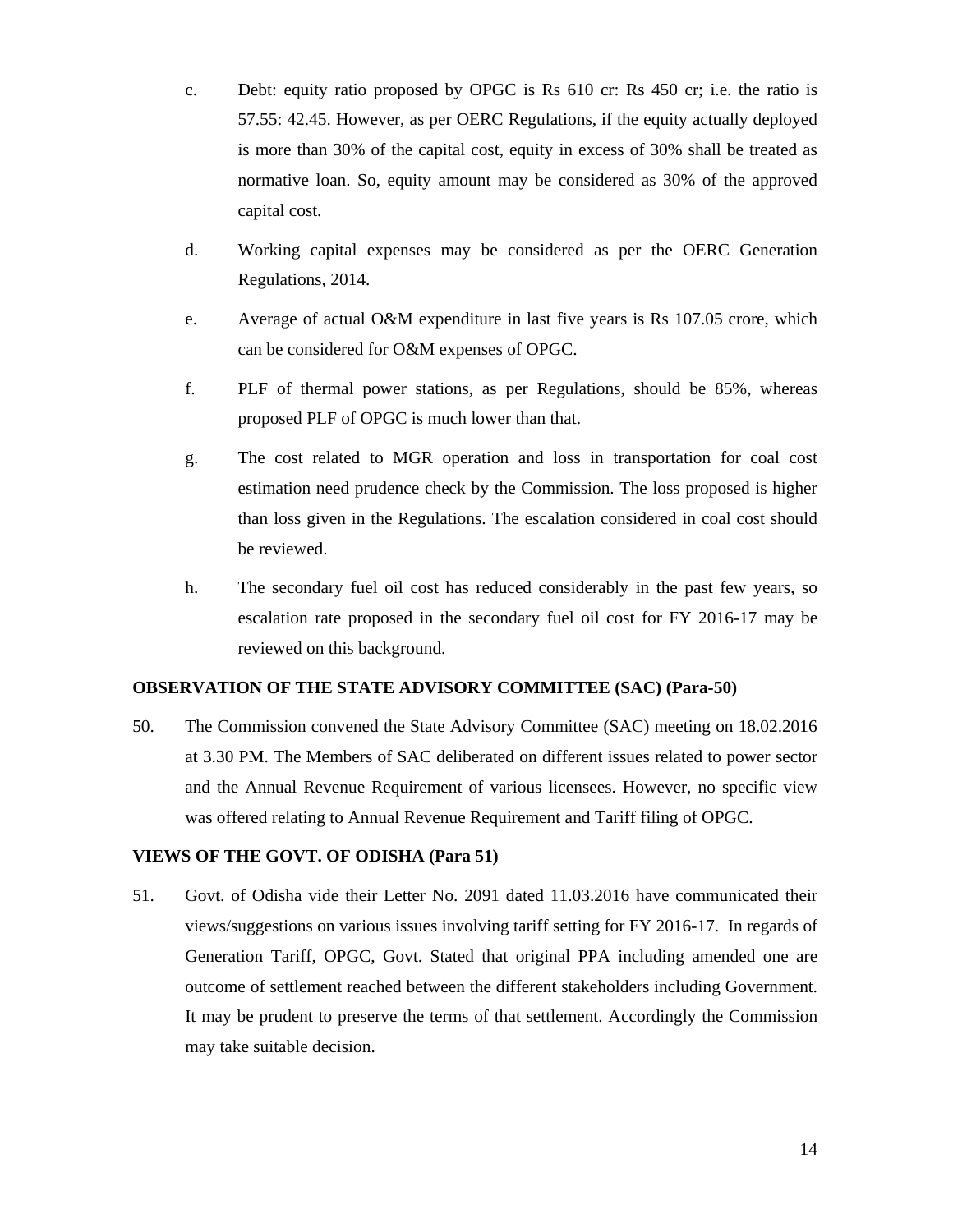c. Debt: equity ratio proposed by OPGC is Rs 610 cr: Rs 450 cr; i.e. the ratio is 57.55: 42.45. However, as per OERC Regulations, if the equity actually deployed is more than 30% of the capital cost, equity in excess of 30% shall be treated as normative loan. So, equity amount may be considered as 30% of the approved capital cost.

d. Working capital expenses may be considered as per the OERC Generation Regulations, 2014.

e. Average of actual O&M expenditure in last five years is Rs 107.05 crore, which can be considered for O&M expenses of OPGC.

f. PLF of thermal power stations, as per Regulations, should be 85%, whereas proposed PLF of OPGC is much lower than that.

g. The cost related to MGR operation and loss in transportation for coal cost estimation need prudence check by the Commission. The loss proposed is higher than loss given in the Regulations. The escalation considered in coal cost should be reviewed.

h. The secondary fuel oil cost has reduced considerably in the past few years, so escalation rate proposed in the secondary fuel oil cost for FY 2016-17 may be reviewed on this background.

**OBSERVATION OF THE STATE ADVISORY COMMITTEE (SAC) (Para-50)**

50. The Commission convened the State Advisory Committee (SAC) meeting on 18.02.2016 at 3.30 PM. The Members of SAC deliberated on different issues related to power sector and the Annual Revenue Requirement of various licensees. However, no specific view was offered relating to Annual Revenue Requirement and Tariff filing of OPGC.

**VIEWS OF THE GOVT. OF ODISHA (Para 51)**

51. Govt. of Odisha vide their Letter No. 2091 dated 11.03.2016 have communicated their views/suggestions on various issues involving tariff setting for FY 2016-17. In regards of Generation Tariff, OPGC, Govt. Stated that original PPA including amended one are outcome of settlement reached between the different stakeholders including Government. It may be prudent to preserve the terms of that settlement. Accordingly the Commission may take suitable decision.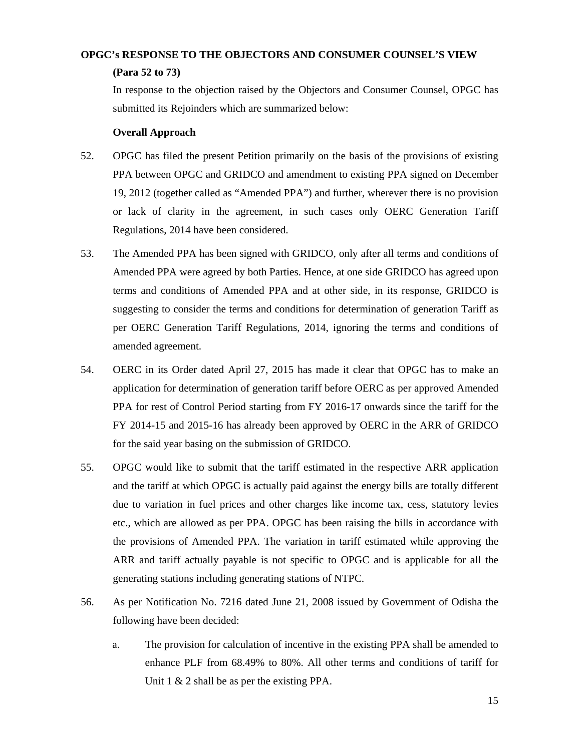**OPGC's RESPONSE TO THE OBJECTORS AND CONSUMER COUNSEL'S VIEW (Para 52 to 73)**

In response to the objection raised by the Objectors and Consumer Counsel, OPGC has submitted its Rejoinders which are summarized below:

**Overall Approach**

52. OPGC has filed the present Petition primarily on the basis of the provisions of existing PPA between OPGC and GRIDCO and amendment to existing PPA signed on December 19, 2012 (together called as "Amended PPA") and further, wherever there is no provision or lack of clarity in the agreement, in such cases only OERC Generation Tariff Regulations, 2014 have been considered.

53. The Amended PPA has been signed with GRIDCO, only after all terms and conditions of Amended PPA were agreed by both Parties. Hence, at one side GRIDCO has agreed upon terms and conditions of Amended PPA and at other side, in its response, GRIDCO is suggesting to consider the terms and conditions for determination of generation Tariff as per OERC Generation Tariff Regulations, 2014, ignoring the terms and conditions of amended agreement.

54. OERC in its Order dated April 27, 2015 has made it clear that OPGC has to make an application for determination of generation tariff before OERC as per approved Amended PPA for rest of Control Period starting from FY 2016-17 onwards since the tariff for the FY 2014-15 and 2015-16 has already been approved by OERC in the ARR of GRIDCO for the said year basing on the submission of GRIDCO.

55. OPGC would like to submit that the tariff estimated in the respective ARR application and the tariff at which OPGC is actually paid against the energy bills are totally different due to variation in fuel prices and other charges like income tax, cess, statutory levies etc., which are allowed as per PPA. OPGC has been raising the bills in accordance with the provisions of Amended PPA. The variation in tariff estimated while approving the ARR and tariff actually payable is not specific to OPGC and is applicable for all the generating stations including generating stations of NTPC.

56. As per Notification No. 7216 dated June 21, 2008 issued by Government of Odisha the following have been decided:

    a. The provision for calculation of incentive in the existing PPA shall be amended to enhance PLF from 68.49% to 80%. All other terms and conditions of tariff for Unit 1 & 2 shall be as per the existing PPA.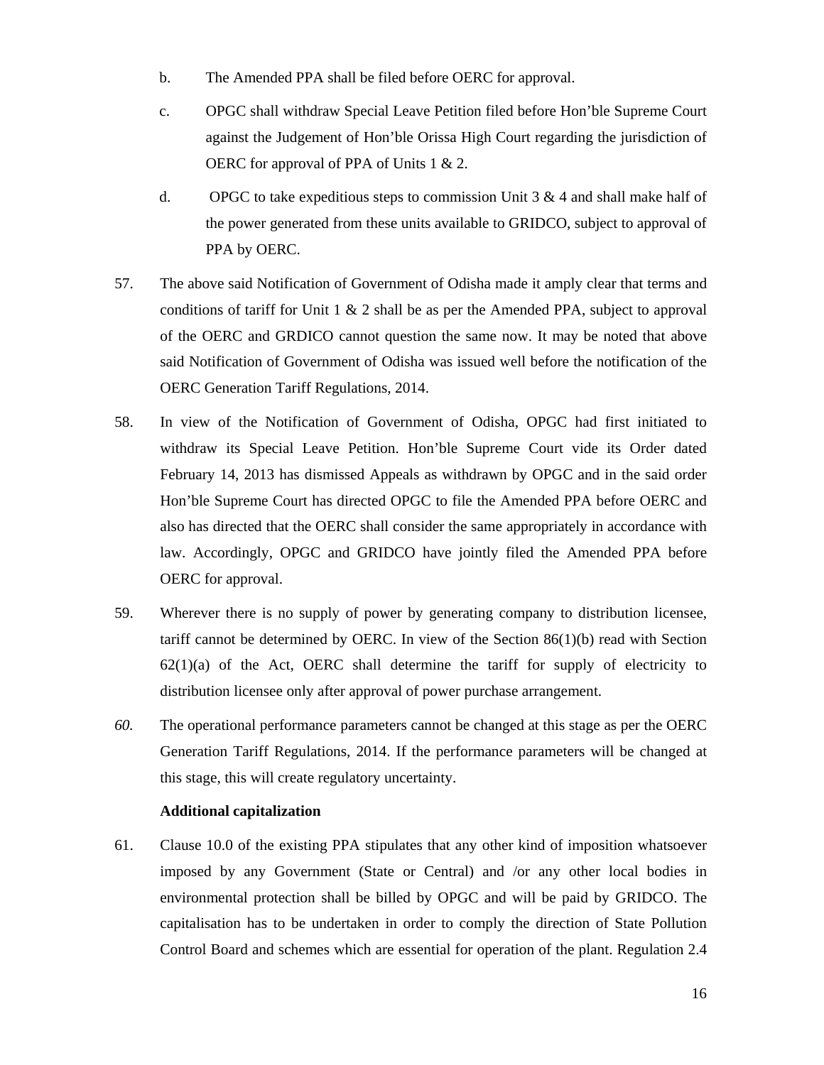b. The Amended PPA shall be filed before OERC for approval.

c. OPGC shall withdraw Special Leave Petition filed before Hon'ble Supreme Court against the Judgement of Hon'ble Orissa High Court regarding the jurisdiction of OERC for approval of PPA of Units 1 & 2.

d. OPGC to take expeditious steps to commission Unit 3 & 4 and shall make half of the power generated from these units available to GRIDCO, subject to approval of PPA by OERC.

57. The above said Notification of Government of Odisha made it amply clear that terms and conditions of tariff for Unit 1 & 2 shall be as per the Amended PPA, subject to approval of the OERC and GRDICO cannot question the same now. It may be noted that above said Notification of Government of Odisha was issued well before the notification of the OERC Generation Tariff Regulations, 2014.

58. In view of the Notification of Government of Odisha, OPGC had first initiated to withdraw its Special Leave Petition. Hon'ble Supreme Court vide its Order dated February 14, 2013 has dismissed Appeals as withdrawn by OPGC and in the said order Hon'ble Supreme Court has directed OPGC to file the Amended PPA before OERC and also has directed that the OERC shall consider the same appropriately in accordance with law. Accordingly, OPGC and GRIDCO have jointly filed the Amended PPA before OERC for approval.

59. Wherever there is no supply of power by generating company to distribution licensee, tariff cannot be determined by OERC. In view of the Section 86(1)(b) read with Section 62(1)(a) of the Act, OERC shall determine the tariff for supply of electricity to distribution licensee only after approval of power purchase arrangement.

*60.* The operational performance parameters cannot be changed at this stage as per the OERC Generation Tariff Regulations, 2014. If the performance parameters will be changed at this stage, this will create regulatory uncertainty.

**Additional capitalization**

61. Clause 10.0 of the existing PPA stipulates that any other kind of imposition whatsoever imposed by any Government (State or Central) and /or any other local bodies in environmental protection shall be billed by OPGC and will be paid by GRIDCO. The capitalisation has to be undertaken in order to comply the direction of State Pollution Control Board and schemes which are essential for operation of the plant. Regulation 2.4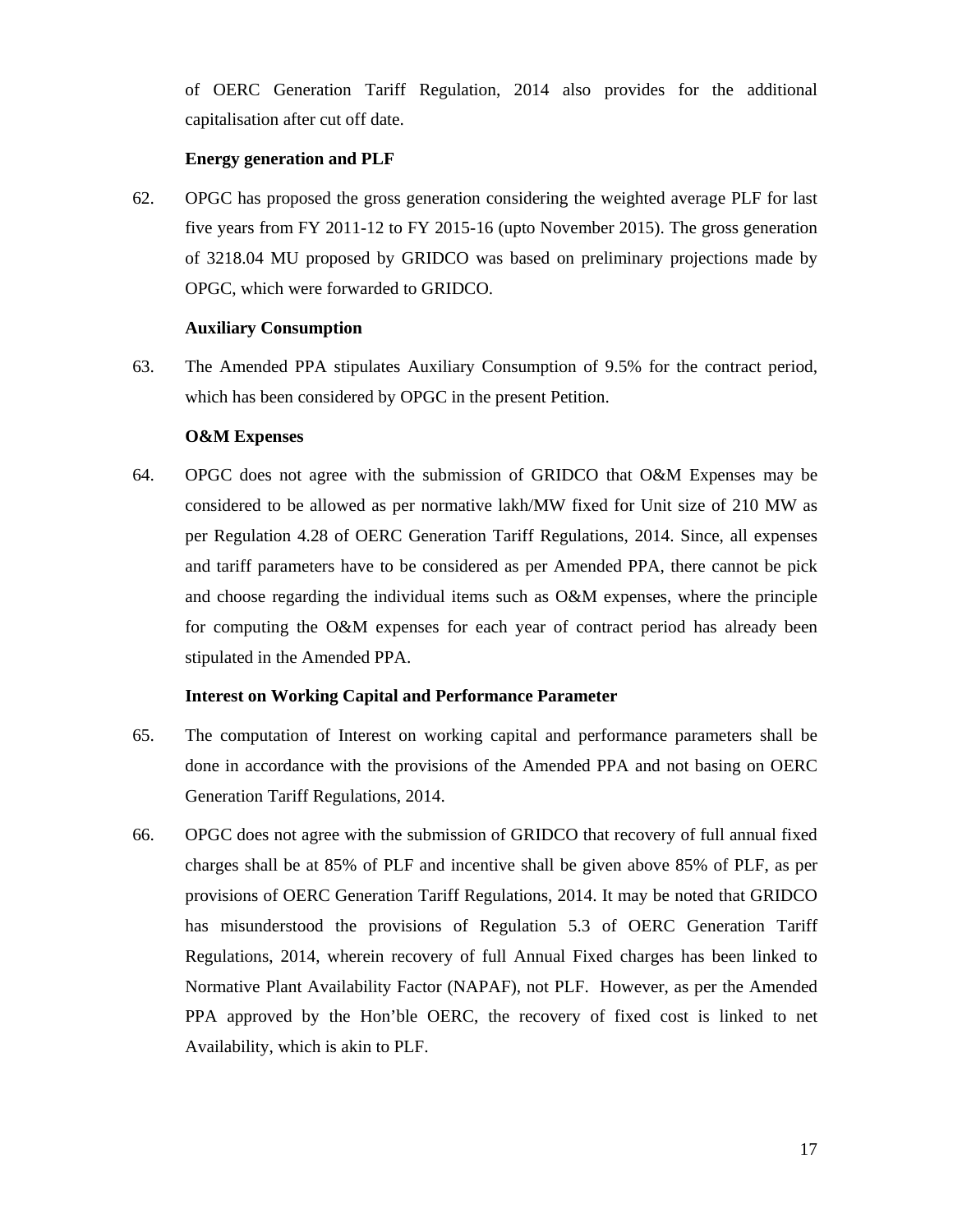of OERC Generation Tariff Regulation, 2014 also provides for the additional capitalisation after cut off date.

**Energy generation and PLF**

62. OPGC has proposed the gross generation considering the weighted average PLF for last five years from FY 2011-12 to FY 2015-16 (upto November 2015). The gross generation of 3218.04 MU proposed by GRIDCO was based on preliminary projections made by OPGC, which were forwarded to GRIDCO.

**Auxiliary Consumption**

63. The Amended PPA stipulates Auxiliary Consumption of 9.5% for the contract period, which has been considered by OPGC in the present Petition.

**O&M Expenses**

64. OPGC does not agree with the submission of GRIDCO that O&M Expenses may be considered to be allowed as per normative lakh/MW fixed for Unit size of 210 MW as per Regulation 4.28 of OERC Generation Tariff Regulations, 2014. Since, all expenses and tariff parameters have to be considered as per Amended PPA, there cannot be pick and choose regarding the individual items such as O&M expenses, where the principle for computing the O&M expenses for each year of contract period has already been stipulated in the Amended PPA.

**Interest on Working Capital and Performance Parameter**

65. The computation of Interest on working capital and performance parameters shall be done in accordance with the provisions of the Amended PPA and not basing on OERC Generation Tariff Regulations, 2014.

66. OPGC does not agree with the submission of GRIDCO that recovery of full annual fixed charges shall be at 85% of PLF and incentive shall be given above 85% of PLF, as per provisions of OERC Generation Tariff Regulations, 2014. It may be noted that GRIDCO has misunderstood the provisions of Regulation 5.3 of OERC Generation Tariff Regulations, 2014, wherein recovery of full Annual Fixed charges has been linked to Normative Plant Availability Factor (NAPAF), not PLF. However, as per the Amended PPA approved by the Hon'ble OERC, the recovery of fixed cost is linked to net Availability, which is akin to PLF.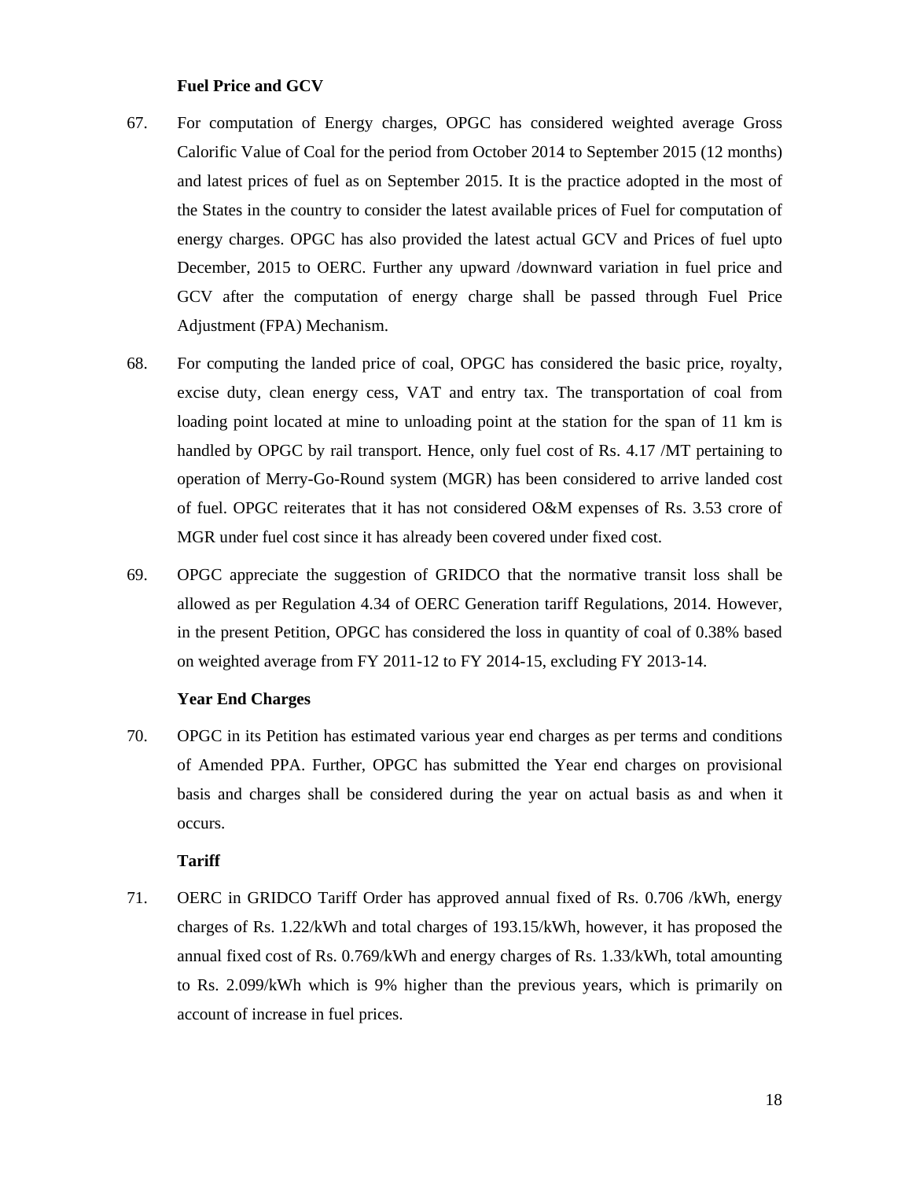**Fuel Price and GCV**

67. For computation of Energy charges, OPGC has considered weighted average Gross Calorific Value of Coal for the period from October 2014 to September 2015 (12 months) and latest prices of fuel as on September 2015. It is the practice adopted in the most of the States in the country to consider the latest available prices of Fuel for computation of energy charges. OPGC has also provided the latest actual GCV and Prices of fuel upto December, 2015 to OERC. Further any upward /downward variation in fuel price and GCV after the computation of energy charge shall be passed through Fuel Price Adjustment (FPA) Mechanism.

68. For computing the landed price of coal, OPGC has considered the basic price, royalty, excise duty, clean energy cess, VAT and entry tax. The transportation of coal from loading point located at mine to unloading point at the station for the span of 11 km is handled by OPGC by rail transport. Hence, only fuel cost of Rs. 4.17 /MT pertaining to operation of Merry-Go-Round system (MGR) has been considered to arrive landed cost of fuel. OPGC reiterates that it has not considered O&M expenses of Rs. 3.53 crore of MGR under fuel cost since it has already been covered under fixed cost.

69. OPGC appreciate the suggestion of GRIDCO that the normative transit loss shall be allowed as per Regulation 4.34 of OERC Generation tariff Regulations, 2014. However, in the present Petition, OPGC has considered the loss in quantity of coal of 0.38% based on weighted average from FY 2011-12 to FY 2014-15, excluding FY 2013-14.

**Year End Charges**

70. OPGC in its Petition has estimated various year end charges as per terms and conditions of Amended PPA. Further, OPGC has submitted the Year end charges on provisional basis and charges shall be considered during the year on actual basis as and when it occurs.

**Tariff**

71. OERC in GRIDCO Tariff Order has approved annual fixed of Rs. 0.706 /kWh, energy charges of Rs. 1.22/kWh and total charges of 193.15/kWh, however, it has proposed the annual fixed cost of Rs. 0.769/kWh and energy charges of Rs. 1.33/kWh, total amounting to Rs. 2.099/kWh which is 9% higher than the previous years, which is primarily on account of increase in fuel prices.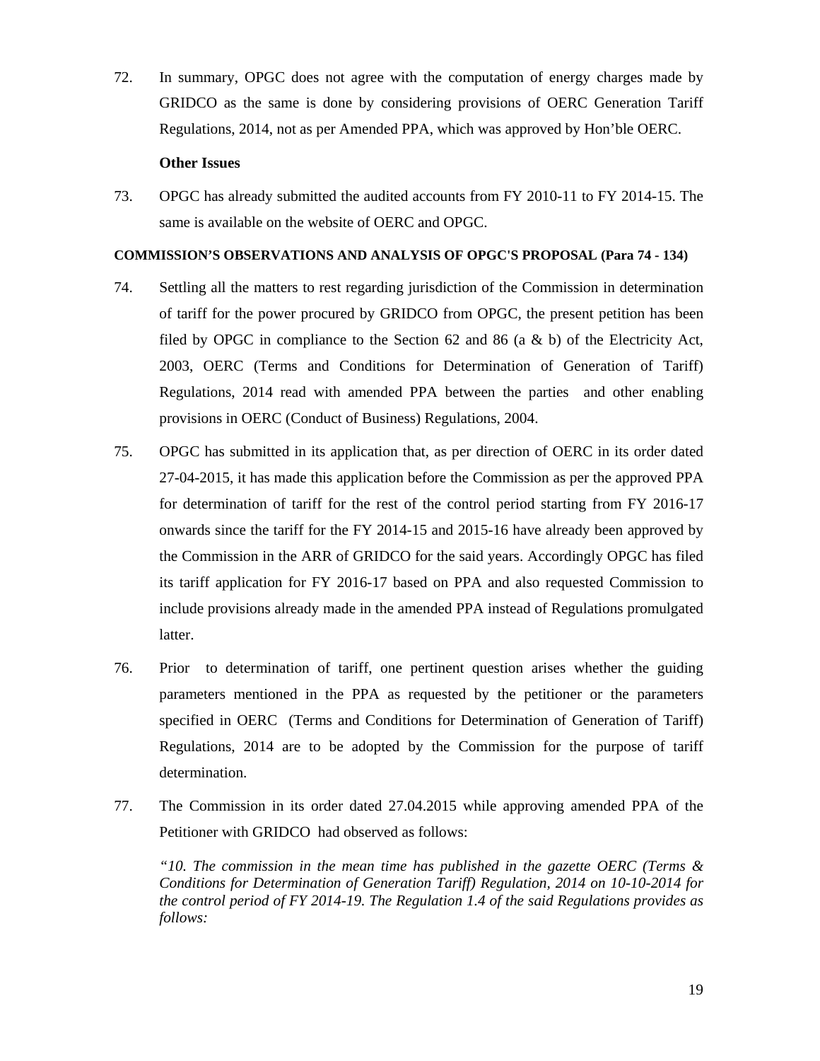72. In summary, OPGC does not agree with the computation of energy charges made by GRIDCO as the same is done by considering provisions of OERC Generation Tariff Regulations, 2014, not as per Amended PPA, which was approved by Hon'ble OERC.

**Other Issues**

73. OPGC has already submitted the audited accounts from FY 2010-11 to FY 2014-15. The same is available on the website of OERC and OPGC.

**COMMISSION'S OBSERVATIONS AND ANALYSIS OF OPGC'S PROPOSAL (Para 74 - 134)**

74. Settling all the matters to rest regarding jurisdiction of the Commission in determination of tariff for the power procured by GRIDCO from OPGC, the present petition has been filed by OPGC in compliance to the Section 62 and 86 (a & b) of the Electricity Act, 2003, OERC (Terms and Conditions for Determination of Generation of Tariff) Regulations, 2014 read with amended PPA between the parties and other enabling provisions in OERC (Conduct of Business) Regulations, 2004.

75. OPGC has submitted in its application that, as per direction of OERC in its order dated 27-04-2015, it has made this application before the Commission as per the approved PPA for determination of tariff for the rest of the control period starting from FY 2016-17 onwards since the tariff for the FY 2014-15 and 2015-16 have already been approved by the Commission in the ARR of GRIDCO for the said years. Accordingly OPGC has filed its tariff application for FY 2016-17 based on PPA and also requested Commission to include provisions already made in the amended PPA instead of Regulations promulgated latter.

76. Prior to determination of tariff, one pertinent question arises whether the guiding parameters mentioned in the PPA as requested by the petitioner or the parameters specified in OERC (Terms and Conditions for Determination of Generation of Tariff) Regulations, 2014 are to be adopted by the Commission for the purpose of tariff determination.

77. The Commission in its order dated 27.04.2015 while approving amended PPA of the Petitioner with GRIDCO had observed as follows:

*"10. The commission in the mean time has published in the gazette OERC (Terms & Conditions for Determination of Generation Tariff) Regulation, 2014 on 10-10-2014 for the control period of FY 2014-19. The Regulation 1.4 of the said Regulations provides as follows:*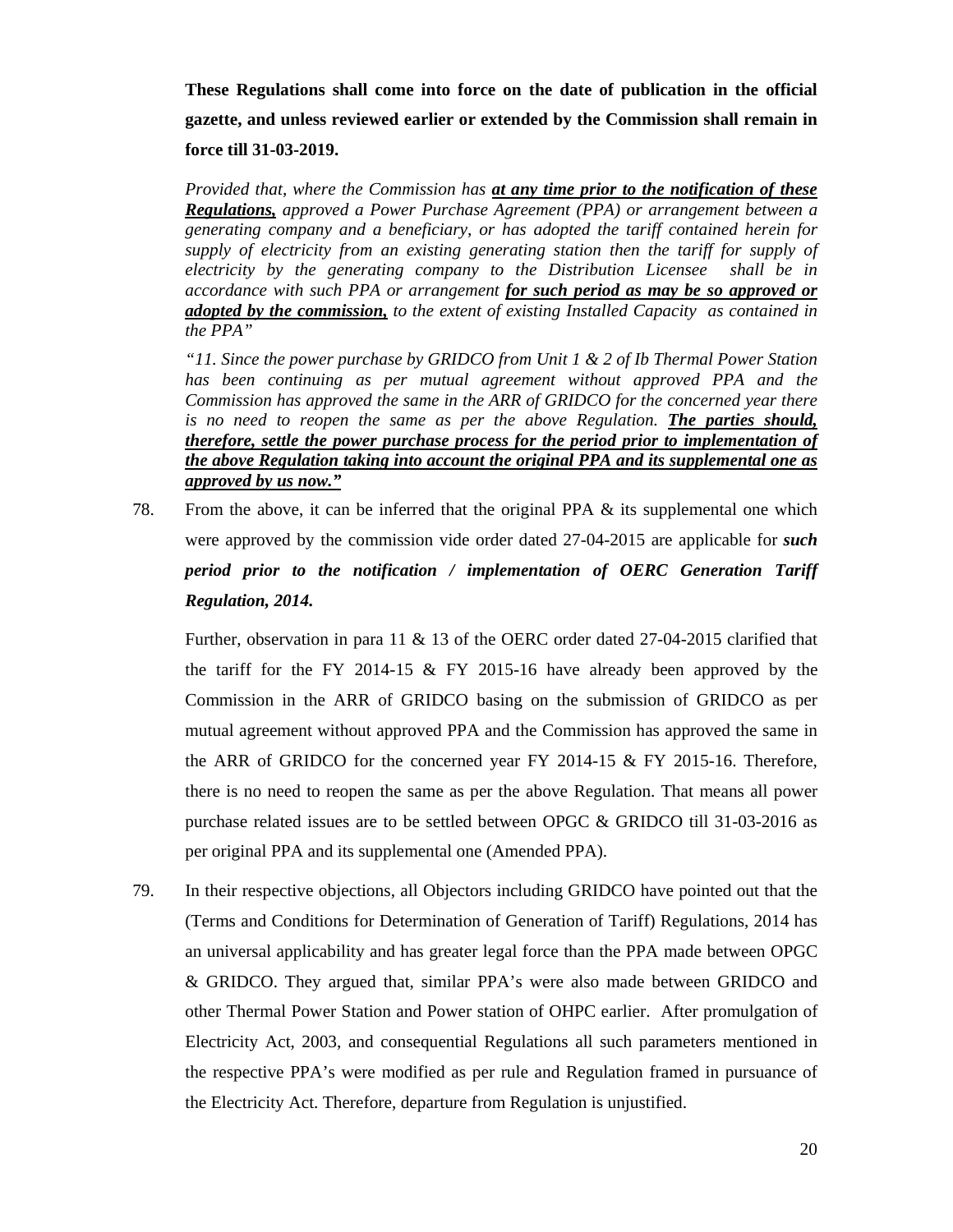**These Regulations shall come into force on the date of publication in the official gazette, and unless reviewed earlier or extended by the Commission shall remain in force till 31-03-2019.**

*Provided that, where the Commission has **at any time prior to the notification of these Regulations,** approved a Power Purchase Agreement (PPA) or arrangement between a generating company and a beneficiary, or has adopted the tariff contained herein for supply of electricity from an existing generating station then the tariff for supply of electricity by the generating company to the Distribution Licensee shall be in accordance with such PPA or arrangement **for such period as may be so approved or adopted by the commission,** to the extent of existing Installed Capacity as contained in the PPA"*

*"11. Since the power purchase by GRIDCO from Unit 1 & 2 of Ib Thermal Power Station has been continuing as per mutual agreement without approved PPA and the Commission has approved the same in the ARR of GRIDCO for the concerned year there is no need to reopen the same as per the above Regulation. **The parties should, therefore, settle the power purchase process for the period prior to implementation of the above Regulation taking into account the original PPA and its supplemental one as approved by us now."***

78. From the above, it can be inferred that the original PPA & its supplemental one which were approved by the commission vide order dated 27-04-2015 are applicable for ***such period prior to the notification / implementation of OERC Generation Tariff Regulation, 2014.***

    Further, observation in para 11 & 13 of the OERC order dated 27-04-2015 clarified that the tariff for the FY 2014-15 & FY 2015-16 have already been approved by the Commission in the ARR of GRIDCO basing on the submission of GRIDCO as per mutual agreement without approved PPA and the Commission has approved the same in the ARR of GRIDCO for the concerned year FY 2014-15 & FY 2015-16. Therefore, there is no need to reopen the same as per the above Regulation. That means all power purchase related issues are to be settled between OPGC & GRIDCO till 31-03-2016 as per original PPA and its supplemental one (Amended PPA).

79. In their respective objections, all Objectors including GRIDCO have pointed out that the (Terms and Conditions for Determination of Generation of Tariff) Regulations, 2014 has an universal applicability and has greater legal force than the PPA made between OPGC & GRIDCO. They argued that, similar PPA's were also made between GRIDCO and other Thermal Power Station and Power station of OHPC earlier. After promulgation of Electricity Act, 2003, and consequential Regulations all such parameters mentioned in the respective PPA's were modified as per rule and Regulation framed in pursuance of the Electricity Act. Therefore, departure from Regulation is unjustified.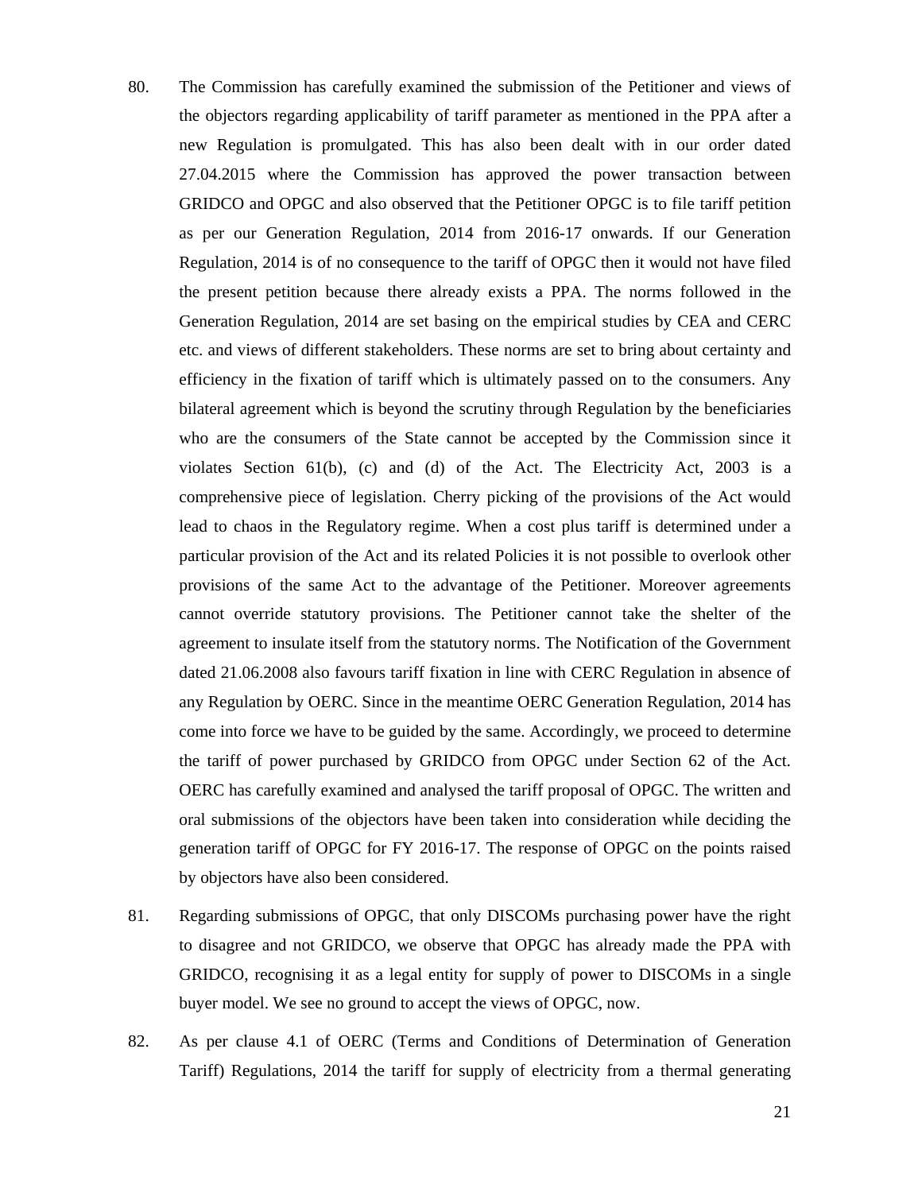80. The Commission has carefully examined the submission of the Petitioner and views of the objectors regarding applicability of tariff parameter as mentioned in the PPA after a new Regulation is promulgated. This has also been dealt with in our order dated 27.04.2015 where the Commission has approved the power transaction between GRIDCO and OPGC and also observed that the Petitioner OPGC is to file tariff petition as per our Generation Regulation, 2014 from 2016-17 onwards. If our Generation Regulation, 2014 is of no consequence to the tariff of OPGC then it would not have filed the present petition because there already exists a PPA. The norms followed in the Generation Regulation, 2014 are set basing on the empirical studies by CEA and CERC etc. and views of different stakeholders. These norms are set to bring about certainty and efficiency in the fixation of tariff which is ultimately passed on to the consumers. Any bilateral agreement which is beyond the scrutiny through Regulation by the beneficiaries who are the consumers of the State cannot be accepted by the Commission since it violates Section 61(b), (c) and (d) of the Act. The Electricity Act, 2003 is a comprehensive piece of legislation. Cherry picking of the provisions of the Act would lead to chaos in the Regulatory regime. When a cost plus tariff is determined under a particular provision of the Act and its related Policies it is not possible to overlook other provisions of the same Act to the advantage of the Petitioner. Moreover agreements cannot override statutory provisions. The Petitioner cannot take the shelter of the agreement to insulate itself from the statutory norms. The Notification of the Government dated 21.06.2008 also favours tariff fixation in line with CERC Regulation in absence of any Regulation by OERC. Since in the meantime OERC Generation Regulation, 2014 has come into force we have to be guided by the same. Accordingly, we proceed to determine the tariff of power purchased by GRIDCO from OPGC under Section 62 of the Act. OERC has carefully examined and analysed the tariff proposal of OPGC. The written and oral submissions of the objectors have been taken into consideration while deciding the generation tariff of OPGC for FY 2016-17. The response of OPGC on the points raised by objectors have also been considered.

81. Regarding submissions of OPGC, that only DISCOMs purchasing power have the right to disagree and not GRIDCO, we observe that OPGC has already made the PPA with GRIDCO, recognising it as a legal entity for supply of power to DISCOMs in a single buyer model. We see no ground to accept the views of OPGC, now.

82. As per clause 4.1 of OERC (Terms and Conditions of Determination of Generation Tariff) Regulations, 2014 the tariff for supply of electricity from a thermal generating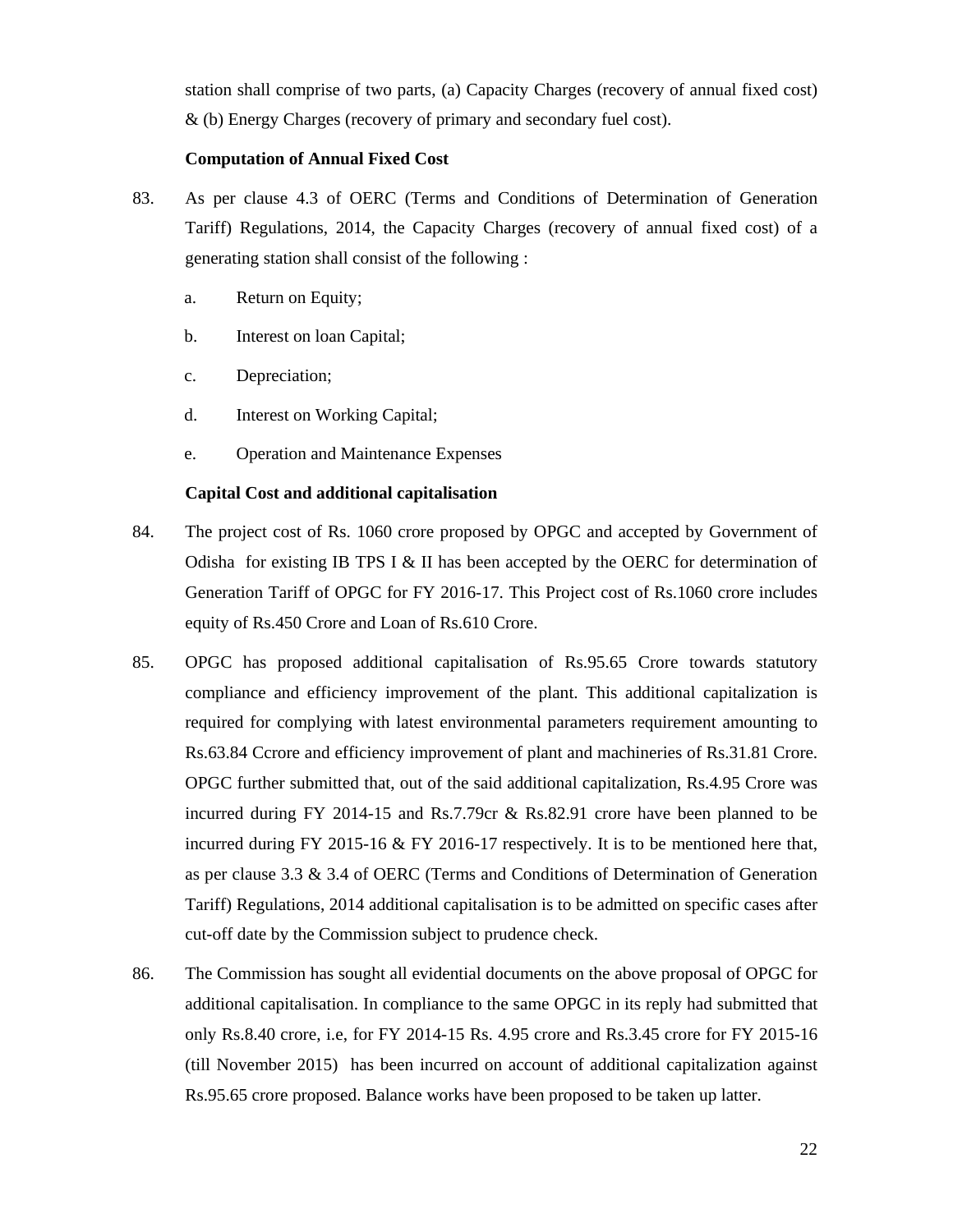station shall comprise of two parts, (a) Capacity Charges (recovery of annual fixed cost) & (b) Energy Charges (recovery of primary and secondary fuel cost).

**Computation of Annual Fixed Cost**

83. As per clause 4.3 of OERC (Terms and Conditions of Determination of Generation Tariff) Regulations, 2014, the Capacity Charges (recovery of annual fixed cost) of a generating station shall consist of the following :

    a. Return on Equity;

    b. Interest on loan Capital;

    c. Depreciation;

    d. Interest on Working Capital;

    e. Operation and Maintenance Expenses

**Capital Cost and additional capitalisation**

84. The project cost of Rs. 1060 crore proposed by OPGC and accepted by Government of Odisha for existing IB TPS I & II has been accepted by the OERC for determination of Generation Tariff of OPGC for FY 2016-17. This Project cost of Rs.1060 crore includes equity of Rs.450 Crore and Loan of Rs.610 Crore.

85. OPGC has proposed additional capitalisation of Rs.95.65 Crore towards statutory compliance and efficiency improvement of the plant. This additional capitalization is required for complying with latest environmental parameters requirement amounting to Rs.63.84 Ccrore and efficiency improvement of plant and machineries of Rs.31.81 Crore. OPGC further submitted that, out of the said additional capitalization, Rs.4.95 Crore was incurred during FY 2014-15 and Rs.7.79cr & Rs.82.91 crore have been planned to be incurred during FY 2015-16 & FY 2016-17 respectively. It is to be mentioned here that, as per clause 3.3 & 3.4 of OERC (Terms and Conditions of Determination of Generation Tariff) Regulations, 2014 additional capitalisation is to be admitted on specific cases after cut-off date by the Commission subject to prudence check.

86. The Commission has sought all evidential documents on the above proposal of OPGC for additional capitalisation. In compliance to the same OPGC in its reply had submitted that only Rs.8.40 crore, i.e, for FY 2014-15 Rs. 4.95 crore and Rs.3.45 crore for FY 2015-16 (till November 2015) has been incurred on account of additional capitalization against Rs.95.65 crore proposed. Balance works have been proposed to be taken up latter.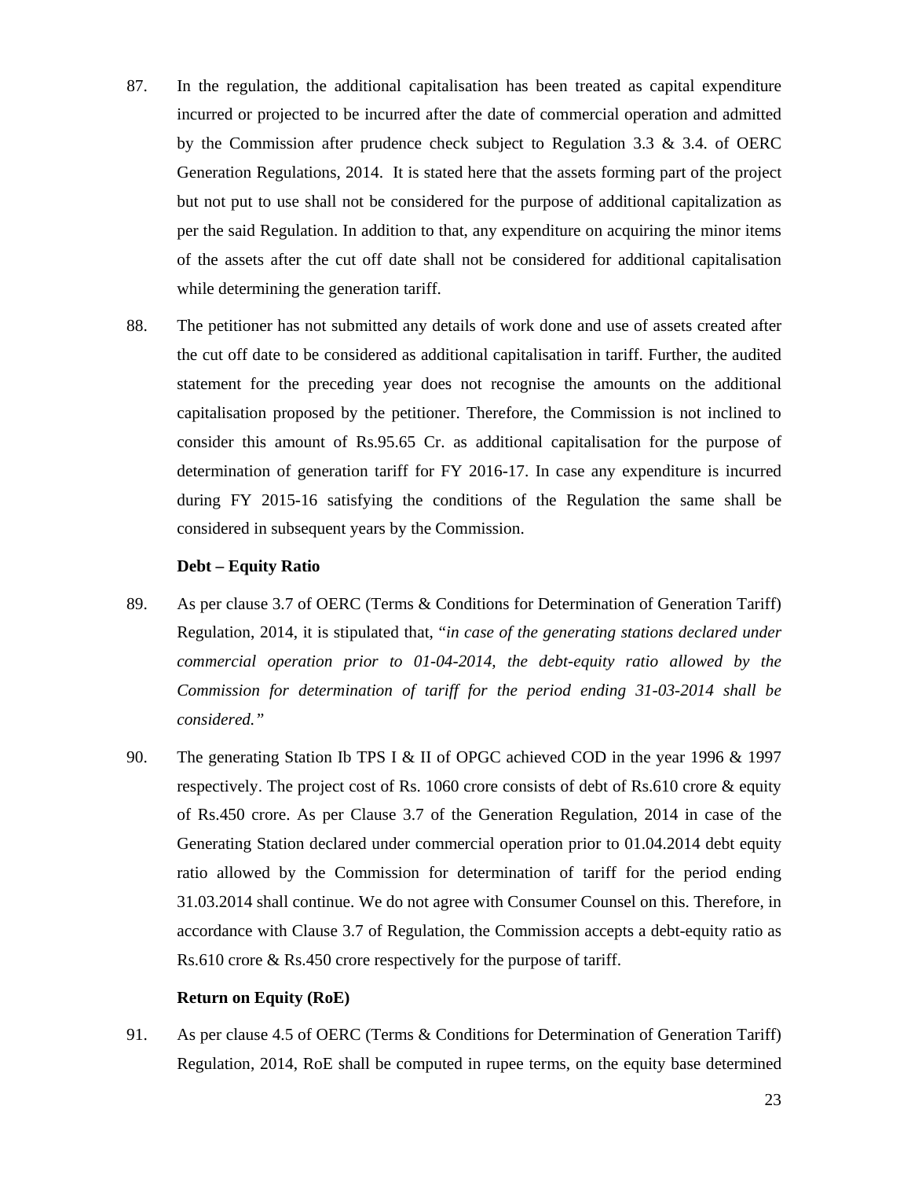87. In the regulation, the additional capitalisation has been treated as capital expenditure incurred or projected to be incurred after the date of commercial operation and admitted by the Commission after prudence check subject to Regulation 3.3 & 3.4. of OERC Generation Regulations, 2014. It is stated here that the assets forming part of the project but not put to use shall not be considered for the purpose of additional capitalization as per the said Regulation. In addition to that, any expenditure on acquiring the minor items of the assets after the cut off date shall not be considered for additional capitalisation while determining the generation tariff.

88. The petitioner has not submitted any details of work done and use of assets created after the cut off date to be considered as additional capitalisation in tariff. Further, the audited statement for the preceding year does not recognise the amounts on the additional capitalisation proposed by the petitioner. Therefore, the Commission is not inclined to consider this amount of Rs.95.65 Cr. as additional capitalisation for the purpose of determination of generation tariff for FY 2016-17. In case any expenditure is incurred during FY 2015-16 satisfying the conditions of the Regulation the same shall be considered in subsequent years by the Commission.

**Debt – Equity Ratio**

89. As per clause 3.7 of OERC (Terms & Conditions for Determination of Generation Tariff) Regulation, 2014, it is stipulated that, "*in case of the generating stations declared under commercial operation prior to 01-04-2014, the debt-equity ratio allowed by the Commission for determination of tariff for the period ending 31-03-2014 shall be considered.*"

90. The generating Station Ib TPS I & II of OPGC achieved COD in the year 1996 & 1997 respectively. The project cost of Rs. 1060 crore consists of debt of Rs.610 crore & equity of Rs.450 crore. As per Clause 3.7 of the Generation Regulation, 2014 in case of the Generating Station declared under commercial operation prior to 01.04.2014 debt equity ratio allowed by the Commission for determination of tariff for the period ending 31.03.2014 shall continue. We do not agree with Consumer Counsel on this. Therefore, in accordance with Clause 3.7 of Regulation, the Commission accepts a debt-equity ratio as Rs.610 crore & Rs.450 crore respectively for the purpose of tariff.

**Return on Equity (RoE)**

91. As per clause 4.5 of OERC (Terms & Conditions for Determination of Generation Tariff) Regulation, 2014, RoE shall be computed in rupee terms, on the equity base determined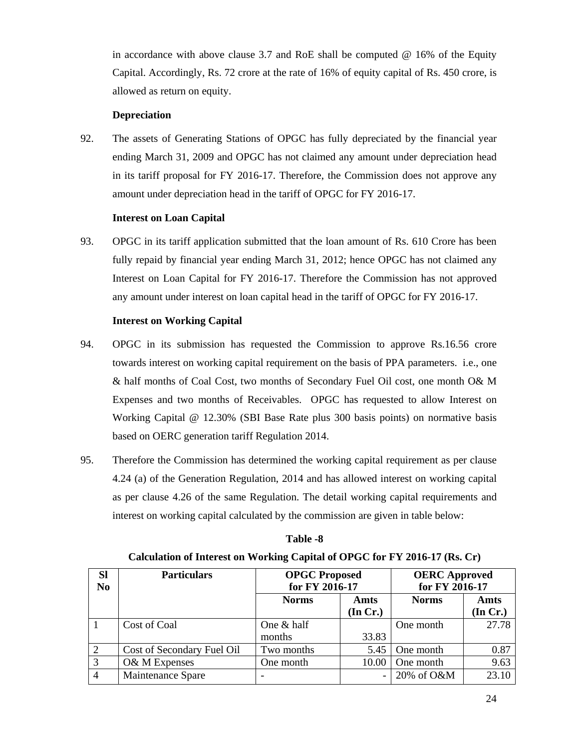in accordance with above clause 3.7 and RoE shall be computed @ 16% of the Equity Capital. Accordingly, Rs. 72 crore at the rate of 16% of equity capital of Rs. 450 crore, is allowed as return on equity.

**Depreciation**

92. The assets of Generating Stations of OPGC has fully depreciated by the financial year ending March 31, 2009 and OPGC has not claimed any amount under depreciation head in its tariff proposal for FY 2016-17. Therefore, the Commission does not approve any amount under depreciation head in the tariff of OPGC for FY 2016-17.

**Interest on Loan Capital**

93. OPGC in its tariff application submitted that the loan amount of Rs. 610 Crore has been fully repaid by financial year ending March 31, 2012; hence OPGC has not claimed any Interest on Loan Capital for FY 2016-17. Therefore the Commission has not approved any amount under interest on loan capital head in the tariff of OPGC for FY 2016-17.

**Interest on Working Capital**

94. OPGC in its submission has requested the Commission to approve Rs.16.56 crore towards interest on working capital requirement on the basis of PPA parameters. i.e., one & half months of Coal Cost, two months of Secondary Fuel Oil cost, one month O& M Expenses and two months of Receivables. OPGC has requested to allow Interest on Working Capital @ 12.30% (SBI Base Rate plus 300 basis points) on normative basis based on OERC generation tariff Regulation 2014.

95. Therefore the Commission has determined the working capital requirement as per clause 4.24 (a) of the Generation Regulation, 2014 and has allowed interest on working capital as per clause 4.26 of the same Regulation. The detail working capital requirements and interest on working capital calculated by the commission are given in table below:

**Table -8**

**Calculation of Interest on Working Capital of OPGC for FY 2016-17 (Rs. Cr)**

| Sl No | Particulars | OPGC Proposed for FY 2016-17 | | OERC Approved for FY 2016-17 | |
|---|---|---|---|---|---|
| | | Norms | Amts (In Cr.) | Norms | Amts (In Cr.) |
| 1 | Cost of Coal | One & half months | 33.83 | One month | 27.78 |
| 2 | Cost of Secondary Fuel Oil | Two months | 5.45 | One month | 0.87 |
| 3 | O& M Expenses | One month | 10.00 | One month | 9.63 |
| 4 | Maintenance Spare | - | - | 20% of O&M | 23.10 |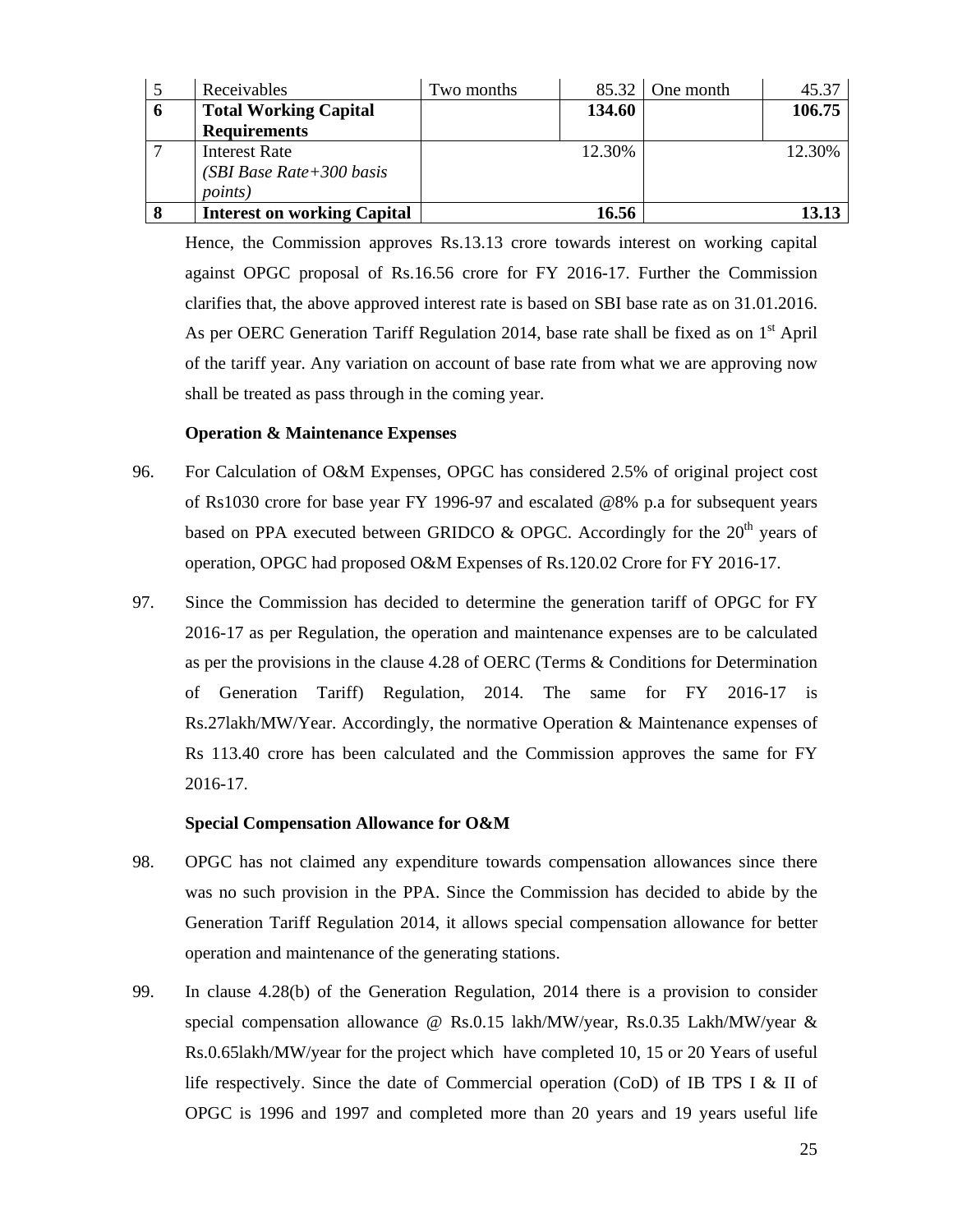| 5 | Receivables | Two months | 85.32 | One month | 45.37 |
|---|---|---|---|---|---|
| **6** | **Total Working Capital Requirements** | | **134.60** | | **106.75** |
| 7 | Interest Rate *(SBI Base Rate+300 basis points)* | | 12.30% | | 12.30% |
| **8** | **Interest on working Capital** | | **16.56** | | **13.13** |

Hence, the Commission approves Rs.13.13 crore towards interest on working capital against OPGC proposal of Rs.16.56 crore for FY 2016-17. Further the Commission clarifies that, the above approved interest rate is based on SBI base rate as on 31.01.2016. As per OERC Generation Tariff Regulation 2014, base rate shall be fixed as on 1st April of the tariff year. Any variation on account of base rate from what we are approving now shall be treated as pass through in the coming year.

**Operation & Maintenance Expenses**

96. For Calculation of O&M Expenses, OPGC has considered 2.5% of original project cost of Rs1030 crore for base year FY 1996-97 and escalated @8% p.a for subsequent years based on PPA executed between GRIDCO & OPGC. Accordingly for the 20th years of operation, OPGC had proposed O&M Expenses of Rs.120.02 Crore for FY 2016-17.

97. Since the Commission has decided to determine the generation tariff of OPGC for FY 2016-17 as per Regulation, the operation and maintenance expenses are to be calculated as per the provisions in the clause 4.28 of OERC (Terms & Conditions for Determination of Generation Tariff) Regulation, 2014. The same for FY 2016-17 is Rs.27lakh/MW/Year. Accordingly, the normative Operation & Maintenance expenses of Rs 113.40 crore has been calculated and the Commission approves the same for FY 2016-17.

**Special Compensation Allowance for O&M**

98. OPGC has not claimed any expenditure towards compensation allowances since there was no such provision in the PPA. Since the Commission has decided to abide by the Generation Tariff Regulation 2014, it allows special compensation allowance for better operation and maintenance of the generating stations.

99. In clause 4.28(b) of the Generation Regulation, 2014 there is a provision to consider special compensation allowance @ Rs.0.15 lakh/MW/year, Rs.0.35 Lakh/MW/year & Rs.0.65lakh/MW/year for the project which have completed 10, 15 or 20 Years of useful life respectively. Since the date of Commercial operation (CoD) of IB TPS I & II of OPGC is 1996 and 1997 and completed more than 20 years and 19 years useful life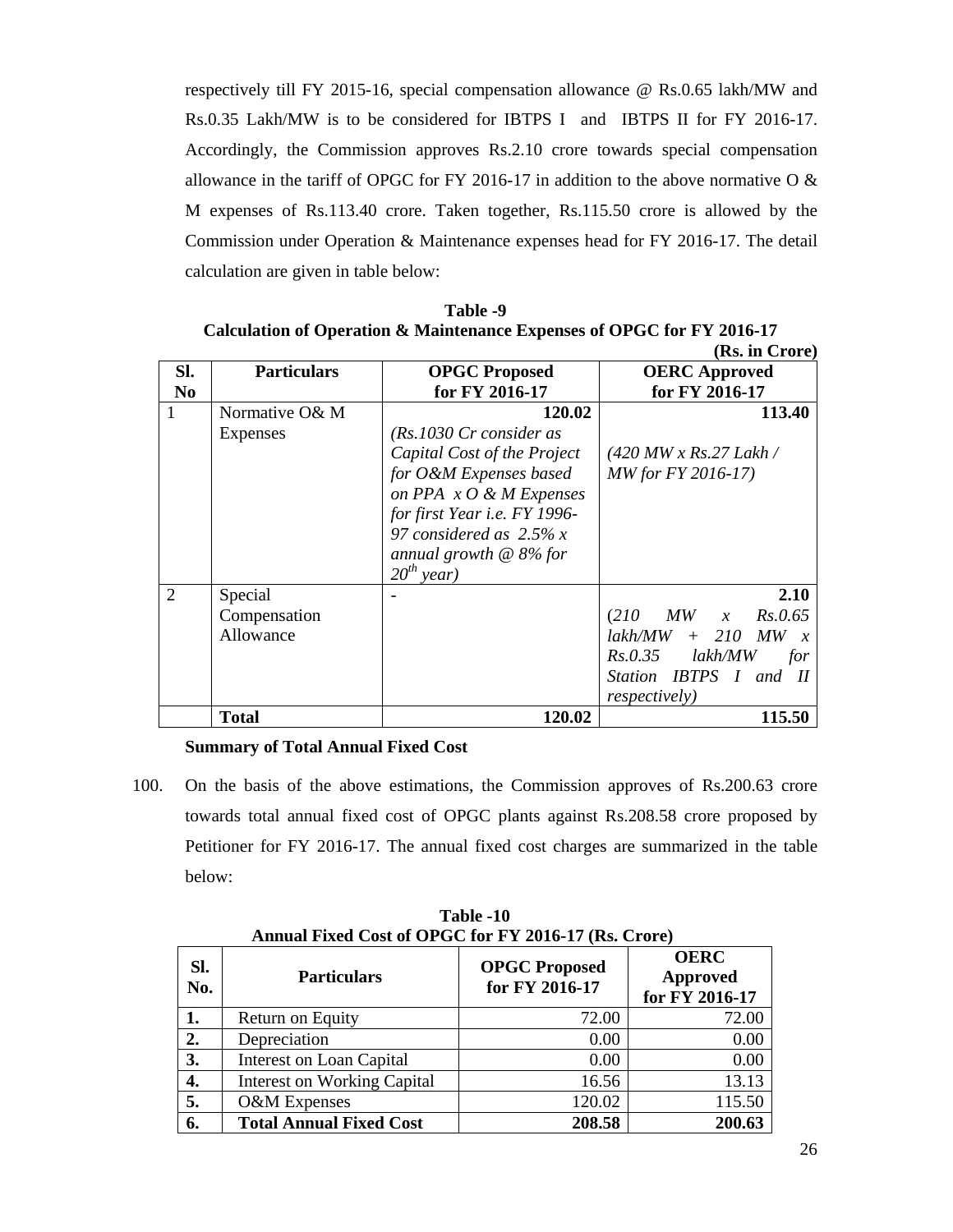respectively till FY 2015-16, special compensation allowance @ Rs.0.65 lakh/MW and Rs.0.35 Lakh/MW is to be considered for IBTPS I and IBTPS II for FY 2016-17. Accordingly, the Commission approves Rs.2.10 crore towards special compensation allowance in the tariff of OPGC for FY 2016-17 in addition to the above normative O & M expenses of Rs.113.40 crore. Taken together, Rs.115.50 crore is allowed by the Commission under Operation & Maintenance expenses head for FY 2016-17. The detail calculation are given in table below:

**Table -9**
**Calculation of Operation & Maintenance Expenses of OPGC for FY 2016-17**
**(Rs. in Crore)**

| Sl. No | Particulars | OPGC Proposed for FY 2016-17 | OERC Approved for FY 2016-17 |
|---|---|---|---|
| 1 | Normative O& M Expenses | **120.02** *(Rs.1030 Cr consider as Capital Cost of the Project for O&M Expenses based on PPA x O & M Expenses for first Year i.e. FY 1996-97 considered as 2.5% x annual growth @ 8% for 20th year)* | **113.40** *(420 MW x Rs.27 Lakh / MW for FY 2016-17)* |
| 2 | Special Compensation Allowance | - | **2.10** *(210 MW x Rs.0.65 lakh/MW + 210 MW x Rs.0.35 lakh/MW for Station IBTPS I and II respectively)* |
| | **Total** | **120.02** | **115.50** |

**Summary of Total Annual Fixed Cost**

100. On the basis of the above estimations, the Commission approves of Rs.200.63 crore towards total annual fixed cost of OPGC plants against Rs.208.58 crore proposed by Petitioner for FY 2016-17. The annual fixed cost charges are summarized in the table below:

**Table -10**
**Annual Fixed Cost of OPGC for FY 2016-17 (Rs. Crore)**

| Sl. No. | Particulars | OPGC Proposed for FY 2016-17 | OERC Approved for FY 2016-17 |
|---|---|---|---|
| **1.** | Return on Equity | 72.00 | 72.00 |
| **2.** | Depreciation | 0.00 | 0.00 |
| **3.** | Interest on Loan Capital | 0.00 | 0.00 |
| **4.** | Interest on Working Capital | 16.56 | 13.13 |
| **5.** | O&M Expenses | 120.02 | 115.50 |
| **6.** | **Total Annual Fixed Cost** | **208.58** | **200.63** |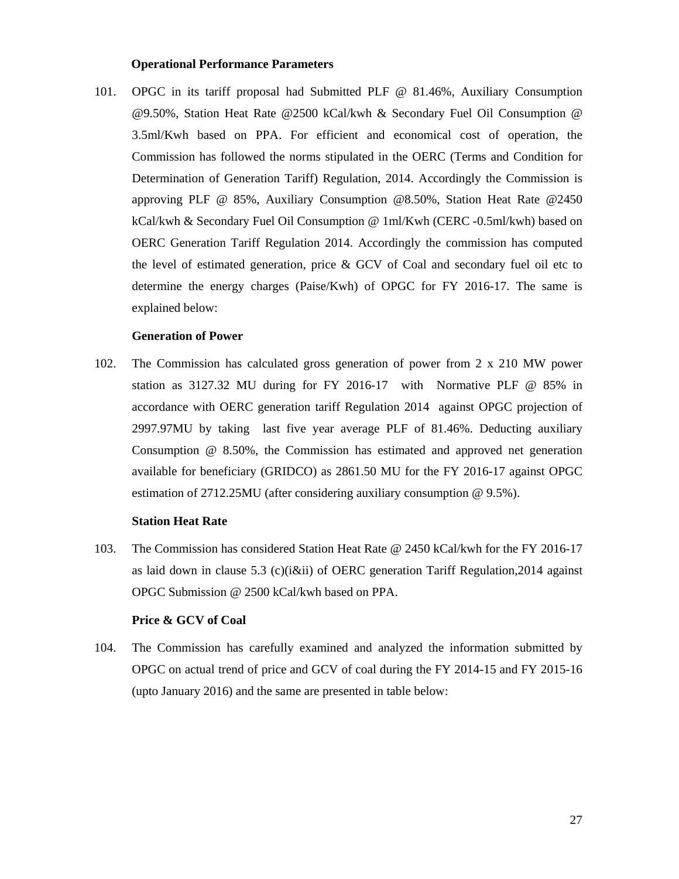**Operational Performance Parameters**

101. OPGC in its tariff proposal had Submitted PLF @ 81.46%, Auxiliary Consumption @9.50%, Station Heat Rate @2500 kCal/kwh & Secondary Fuel Oil Consumption @ 3.5ml/Kwh based on PPA. For efficient and economical cost of operation, the Commission has followed the norms stipulated in the OERC (Terms and Condition for Determination of Generation Tariff) Regulation, 2014. Accordingly the Commission is approving PLF @ 85%, Auxiliary Consumption @8.50%, Station Heat Rate @2450 kCal/kwh & Secondary Fuel Oil Consumption @ 1ml/Kwh (CERC -0.5ml/kwh) based on OERC Generation Tariff Regulation 2014. Accordingly the commission has computed the level of estimated generation, price & GCV of Coal and secondary fuel oil etc to determine the energy charges (Paise/Kwh) of OPGC for FY 2016-17. The same is explained below:

**Generation of Power**

102. The Commission has calculated gross generation of power from 2 x 210 MW power station as 3127.32 MU during for FY 2016-17 with Normative PLF @ 85% in accordance with OERC generation tariff Regulation 2014 against OPGC projection of 2997.97MU by taking last five year average PLF of 81.46%. Deducting auxiliary Consumption @ 8.50%, the Commission has estimated and approved net generation available for beneficiary (GRIDCO) as 2861.50 MU for the FY 2016-17 against OPGC estimation of 2712.25MU (after considering auxiliary consumption @ 9.5%).

**Station Heat Rate**

103. The Commission has considered Station Heat Rate @ 2450 kCal/kwh for the FY 2016-17 as laid down in clause 5.3 (c)(i&ii) of OERC generation Tariff Regulation,2014 against OPGC Submission @ 2500 kCal/kwh based on PPA.

**Price & GCV of Coal**

104. The Commission has carefully examined and analyzed the information submitted by OPGC on actual trend of price and GCV of coal during the FY 2014-15 and FY 2015-16 (upto January 2016) and the same are presented in table below: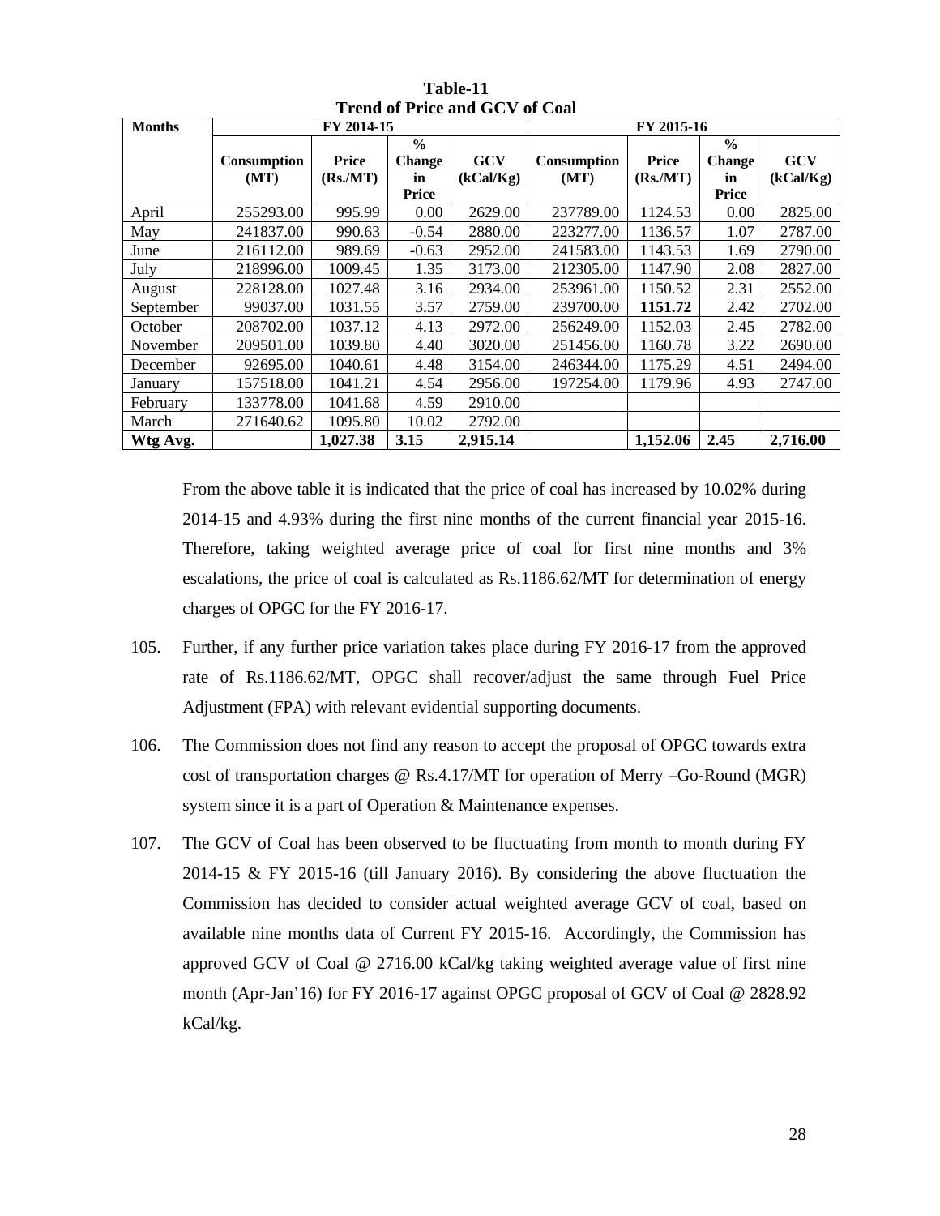**Table-11**
**Trend of Price and GCV of Coal**

| Months | FY 2014-15 | | | | FY 2015-16 | | | |
|---|---|---|---|---|---|---|---|---|
| | **Consumption (MT)** | **Price (Rs./MT)** | **% Change in Price** | **GCV (kCal/Kg)** | **Consumption (MT)** | **Price (Rs./MT)** | **% Change in Price** | **GCV (kCal/Kg)** |
| April | 255293.00 | 995.99 | 0.00 | 2629.00 | 237789.00 | 1124.53 | 0.00 | 2825.00 |
| May | 241837.00 | 990.63 | -0.54 | 2880.00 | 223277.00 | 1136.57 | 1.07 | 2787.00 |
| June | 216112.00 | 989.69 | -0.63 | 2952.00 | 241583.00 | 1143.53 | 1.69 | 2790.00 |
| July | 218996.00 | 1009.45 | 1.35 | 3173.00 | 212305.00 | 1147.90 | 2.08 | 2827.00 |
| August | 228128.00 | 1027.48 | 3.16 | 2934.00 | 253961.00 | 1150.52 | 2.31 | 2552.00 |
| September | 99037.00 | 1031.55 | 3.57 | 2759.00 | 239700.00 | **1151.72** | 2.42 | 2702.00 |
| October | 208702.00 | 1037.12 | 4.13 | 2972.00 | 256249.00 | 1152.03 | 2.45 | 2782.00 |
| November | 209501.00 | 1039.80 | 4.40 | 3020.00 | 251456.00 | 1160.78 | 3.22 | 2690.00 |
| December | 92695.00 | 1040.61 | 4.48 | 3154.00 | 246344.00 | 1175.29 | 4.51 | 2494.00 |
| January | 157518.00 | 1041.21 | 4.54 | 2956.00 | 197254.00 | 1179.96 | 4.93 | 2747.00 |
| February | 133778.00 | 1041.68 | 4.59 | 2910.00 | | | | |
| March | 271640.62 | 1095.80 | 10.02 | 2792.00 | | | | |
| **Wtg Avg.** | | **1,027.38** | **3.15** | **2,915.14** | | **1,152.06** | **2.45** | **2,716.00** |

From the above table it is indicated that the price of coal has increased by 10.02% during 2014-15 and 4.93% during the first nine months of the current financial year 2015-16. Therefore, taking weighted average price of coal for first nine months and 3% escalations, the price of coal is calculated as Rs.1186.62/MT for determination of energy charges of OPGC for the FY 2016-17.

105. Further, if any further price variation takes place during FY 2016-17 from the approved rate of Rs.1186.62/MT, OPGC shall recover/adjust the same through Fuel Price Adjustment (FPA) with relevant evidential supporting documents.

106. The Commission does not find any reason to accept the proposal of OPGC towards extra cost of transportation charges @ Rs.4.17/MT for operation of Merry –Go-Round (MGR) system since it is a part of Operation & Maintenance expenses.

107. The GCV of Coal has been observed to be fluctuating from month to month during FY 2014-15 & FY 2015-16 (till January 2016). By considering the above fluctuation the Commission has decided to consider actual weighted average GCV of coal, based on available nine months data of Current FY 2015-16. Accordingly, the Commission has approved GCV of Coal @ 2716.00 kCal/kg taking weighted average value of first nine month (Apr-Jan'16) for FY 2016-17 against OPGC proposal of GCV of Coal @ 2828.92 kCal/kg.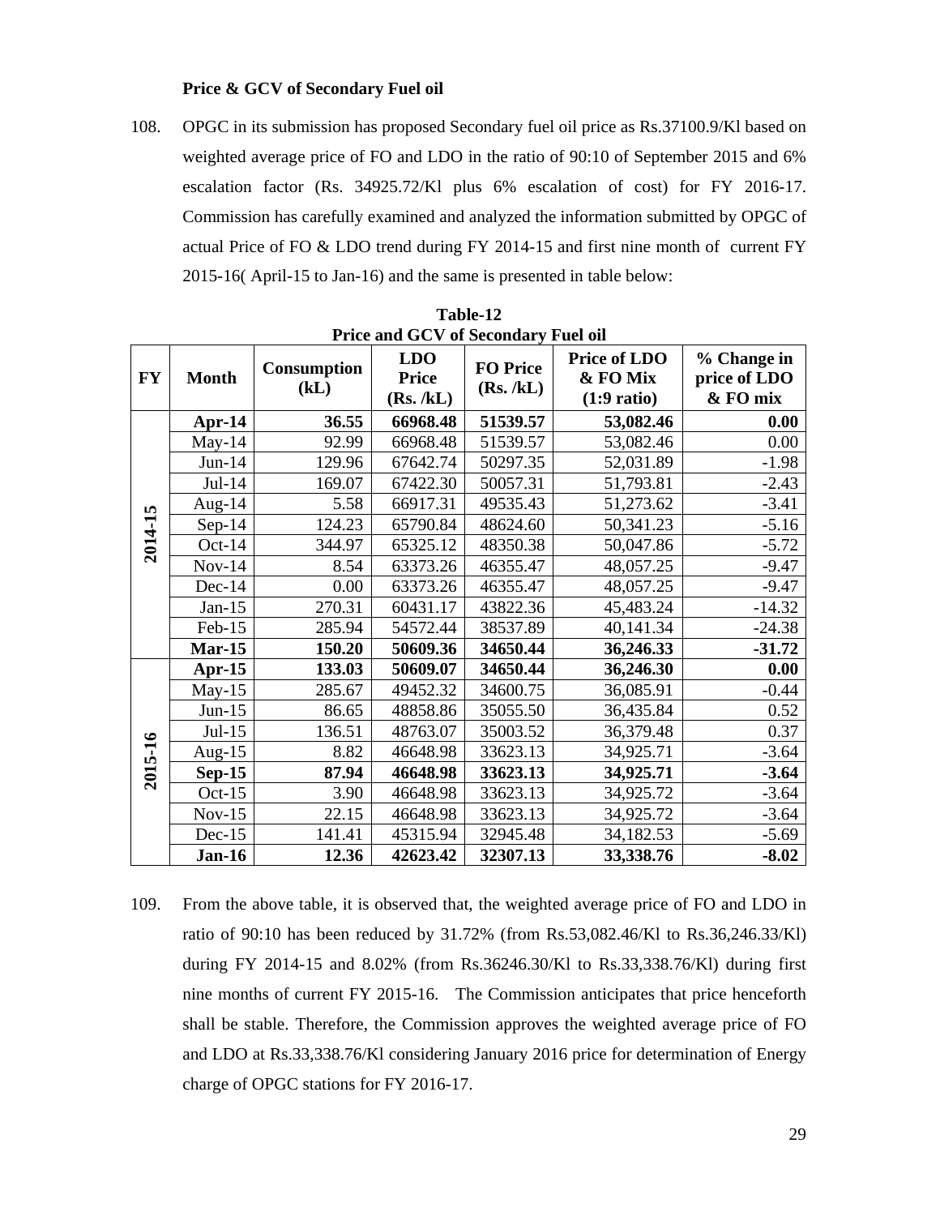**Price & GCV of Secondary Fuel oil**

108. OPGC in its submission has proposed Secondary fuel oil price as Rs.37100.9/Kl based on weighted average price of FO and LDO in the ratio of 90:10 of September 2015 and 6% escalation factor (Rs. 34925.72/Kl plus 6% escalation of cost) for FY 2016-17. Commission has carefully examined and analyzed the information submitted by OPGC of actual Price of FO & LDO trend during FY 2014-15 and first nine month of current FY 2015-16( April-15 to Jan-16) and the same is presented in table below:

**Table-12**
**Price and GCV of Secondary Fuel oil**

| FY | Month | Consumption (kL) | LDO Price (Rs. /kL) | FO Price (Rs. /kL) | Price of LDO & FO Mix (1:9 ratio) | % Change in price of LDO & FO mix |
|---|---|---|---|---|---|---|
| 2014-15 | **Apr-14** | **36.55** | **66968.48** | **51539.57** | **53,082.46** | **0.00** |
| | May-14 | 92.99 | 66968.48 | 51539.57 | 53,082.46 | 0.00 |
| | Jun-14 | 129.96 | 67642.74 | 50297.35 | 52,031.89 | -1.98 |
| | Jul-14 | 169.07 | 67422.30 | 50057.31 | 51,793.81 | -2.43 |
| | Aug-14 | 5.58 | 66917.31 | 49535.43 | 51,273.62 | -3.41 |
| | Sep-14 | 124.23 | 65790.84 | 48624.60 | 50,341.23 | -5.16 |
| | Oct-14 | 344.97 | 65325.12 | 48350.38 | 50,047.86 | -5.72 |
| | Nov-14 | 8.54 | 63373.26 | 46355.47 | 48,057.25 | -9.47 |
| | Dec-14 | 0.00 | 63373.26 | 46355.47 | 48,057.25 | -9.47 |
| | Jan-15 | 270.31 | 60431.17 | 43822.36 | 45,483.24 | -14.32 |
| | Feb-15 | 285.94 | 54572.44 | 38537.89 | 40,141.34 | -24.38 |
| | **Mar-15** | **150.20** | **50609.36** | **34650.44** | **36,246.33** | **-31.72** |
| 2015-16 | **Apr-15** | **133.03** | **50609.07** | **34650.44** | **36,246.30** | **0.00** |
| | May-15 | 285.67 | 49452.32 | 34600.75 | 36,085.91 | -0.44 |
| | Jun-15 | 86.65 | 48858.86 | 35055.50 | 36,435.84 | 0.52 |
| | Jul-15 | 136.51 | 48763.07 | 35003.52 | 36,379.48 | 0.37 |
| | Aug-15 | 8.82 | 46648.98 | 33623.13 | 34,925.71 | -3.64 |
| | **Sep-15** | **87.94** | **46648.98** | **33623.13** | **34,925.71** | **-3.64** |
| | Oct-15 | 3.90 | 46648.98 | 33623.13 | 34,925.72 | -3.64 |
| | Nov-15 | 22.15 | 46648.98 | 33623.13 | 34,925.72 | -3.64 |
| | Dec-15 | 141.41 | 45315.94 | 32945.48 | 34,182.53 | -5.69 |
| | **Jan-16** | **12.36** | **42623.42** | **32307.13** | **33,338.76** | **-8.02** |

109. From the above table, it is observed that, the weighted average price of FO and LDO in ratio of 90:10 has been reduced by 31.72% (from Rs.53,082.46/Kl to Rs.36,246.33/Kl) during FY 2014-15 and 8.02% (from Rs.36246.30/Kl to Rs.33,338.76/Kl) during first nine months of current FY 2015-16. The Commission anticipates that price henceforth shall be stable. Therefore, the Commission approves the weighted average price of FO and LDO at Rs.33,338.76/Kl considering January 2016 price for determination of Energy charge of OPGC stations for FY 2016-17.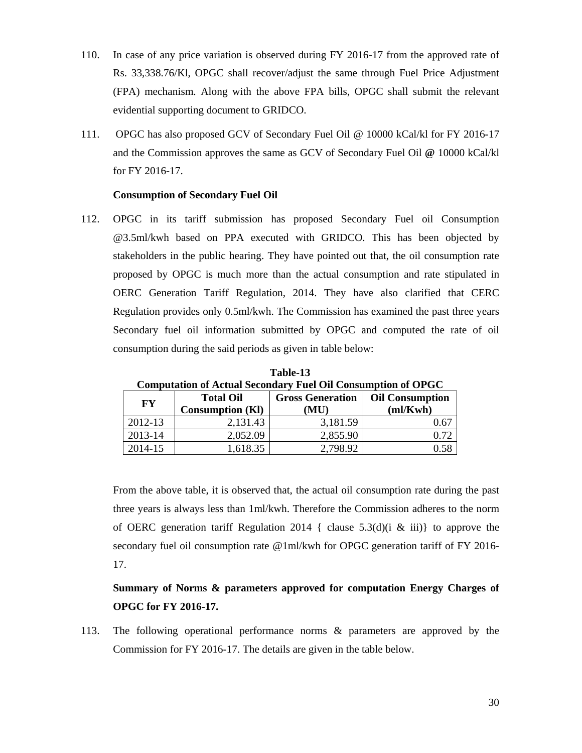110. In case of any price variation is observed during FY 2016-17 from the approved rate of Rs. 33,338.76/Kl, OPGC shall recover/adjust the same through Fuel Price Adjustment (FPA) mechanism. Along with the above FPA bills, OPGC shall submit the relevant evidential supporting document to GRIDCO.

111. OPGC has also proposed GCV of Secondary Fuel Oil @ 10000 kCal/kl for FY 2016-17 and the Commission approves the same as GCV of Secondary Fuel Oil **@** 10000 kCal/kl for FY 2016-17.

**Consumption of Secondary Fuel Oil**

112. OPGC in its tariff submission has proposed Secondary Fuel oil Consumption @3.5ml/kwh based on PPA executed with GRIDCO. This has been objected by stakeholders in the public hearing. They have pointed out that, the oil consumption rate proposed by OPGC is much more than the actual consumption and rate stipulated in OERC Generation Tariff Regulation, 2014. They have also clarified that CERC Regulation provides only 0.5ml/kwh. The Commission has examined the past three years Secondary fuel oil information submitted by OPGC and computed the rate of oil consumption during the said periods as given in table below:

**Table-13**
**Computation of Actual Secondary Fuel Oil Consumption of OPGC**

| FY | Total Oil Consumption (Kl) | Gross Generation (MU) | Oil Consumption (ml/Kwh) |
|---|---|---|---|
| 2012-13 | 2,131.43 | 3,181.59 | 0.67 |
| 2013-14 | 2,052.09 | 2,855.90 | 0.72 |
| 2014-15 | 1,618.35 | 2,798.92 | 0.58 |

From the above table, it is observed that, the actual oil consumption rate during the past three years is always less than 1ml/kwh. Therefore the Commission adheres to the norm of OERC generation tariff Regulation 2014 { clause 5.3(d)(i & iii)} to approve the secondary fuel oil consumption rate @1ml/kwh for OPGC generation tariff of FY 2016-17.

**Summary of Norms & parameters approved for computation Energy Charges of OPGC for FY 2016-17.**

113. The following operational performance norms & parameters are approved by the Commission for FY 2016-17. The details are given in the table below.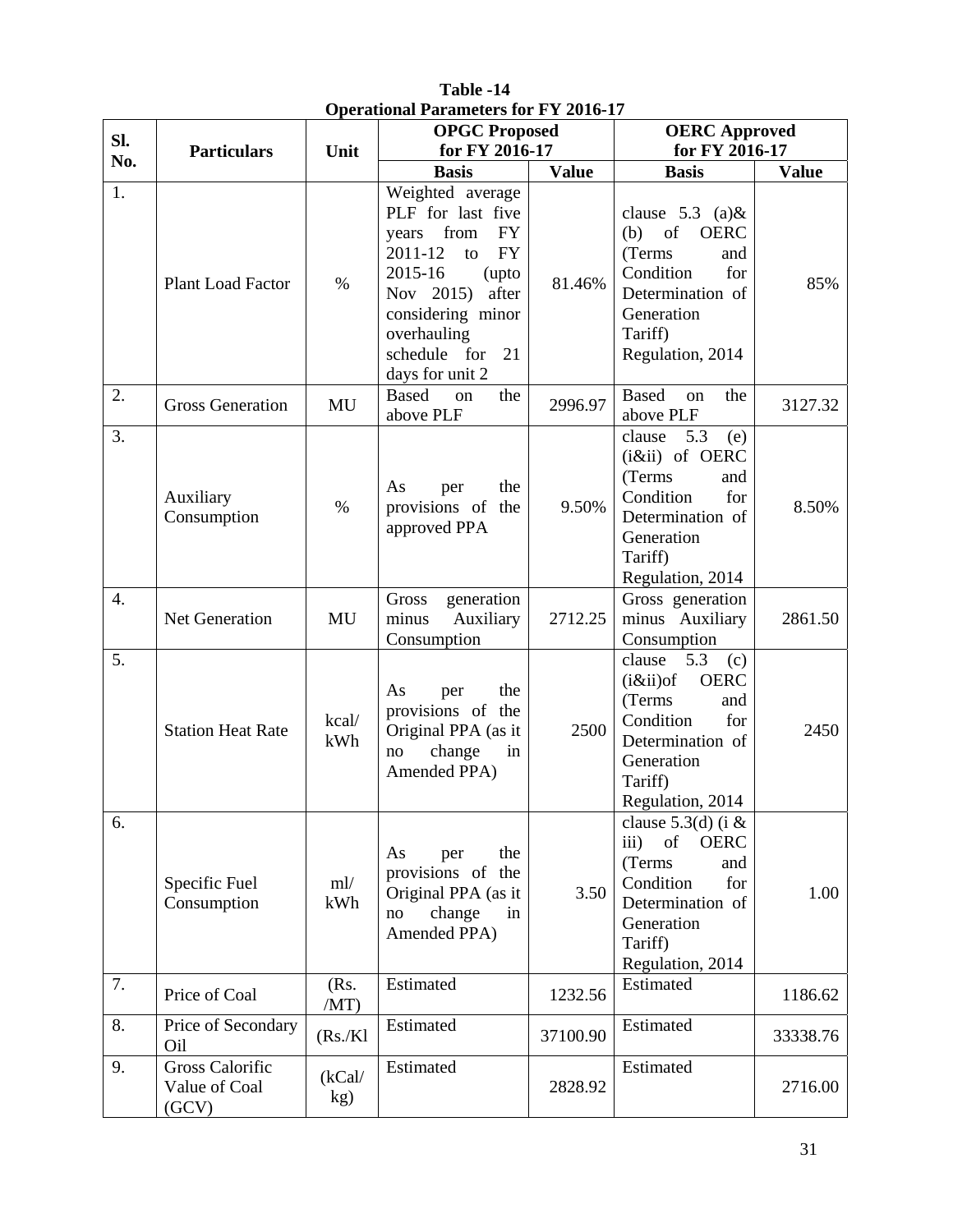**Table -14**
**Operational Parameters for FY 2016-17**

| Sl. No. | Particulars | Unit | OPGC Proposed for FY 2016-17 | | OERC Approved for FY 2016-17 | |
|---|---|---|---|---|---|---|
| | | | **Basis** | **Value** | **Basis** | **Value** |
| 1. | Plant Load Factor | % | Weighted average PLF for last five years from FY 2011-12 to FY 2015-16 (upto Nov 2015) after considering minor overhauling schedule for 21 days for unit 2 | 81.46% | clause 5.3 (a)& (b) of OERC (Terms and Condition for Determination of Generation Tariff) Regulation, 2014 | 85% |
| 2. | Gross Generation | MU | Based on the above PLF | 2996.97 | Based on the above PLF | 3127.32 |
| 3. | Auxiliary Consumption | % | As per the provisions of the approved PPA | 9.50% | clause 5.3 (e) (i&ii) of OERC (Terms and Condition for Determination of Generation Tariff) Regulation, 2014 | 8.50% |
| 4. | Net Generation | MU | Gross generation minus Auxiliary Consumption | 2712.25 | Gross generation minus Auxiliary Consumption | 2861.50 |
| 5. | Station Heat Rate | kcal/ kWh | As per the provisions of the Original PPA (as it no change in Amended PPA) | 2500 | clause 5.3 (c) (i&ii)of OERC (Terms and Condition for Determination of Generation Tariff) Regulation, 2014 | 2450 |
| 6. | Specific Fuel Consumption | ml/ kWh | As per the provisions of the Original PPA (as it no change in Amended PPA) | 3.50 | clause 5.3(d) (i & iii) of OERC (Terms and Condition for Determination of Generation Tariff) Regulation, 2014 | 1.00 |
| 7. | Price of Coal | (Rs. /MT) | Estimated | 1232.56 | Estimated | 1186.62 |
| 8. | Price of Secondary Oil | (Rs./Kl | Estimated | 37100.90 | Estimated | 33338.76 |
| 9. | Gross Calorific Value of Coal (GCV) | (kCal/ kg) | Estimated | 2828.92 | Estimated | 2716.00 |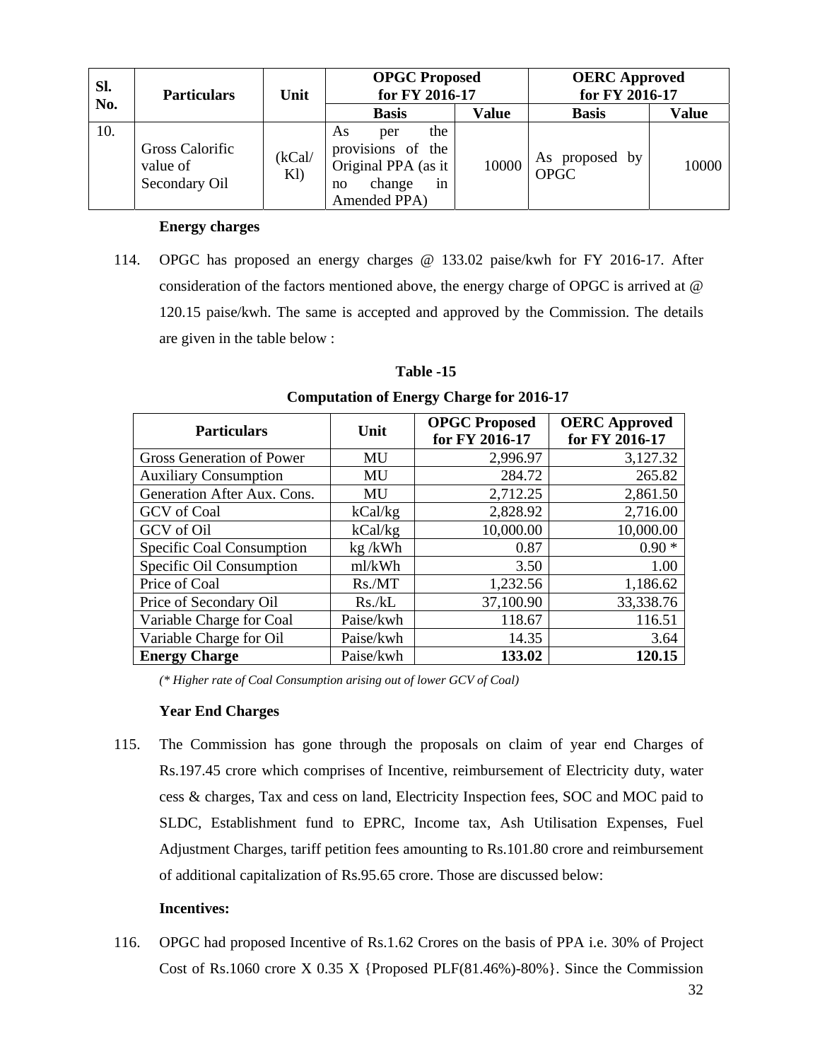| Sl. No. | Particulars | Unit | OPGC Proposed for FY 2016-17 | | OERC Approved for FY 2016-17 | |
|---|---|---|---|---|---|---|
| | | | Basis | Value | Basis | Value |
| 10. | Gross Calorific value of Secondary Oil | (kCal/ Kl) | As per the provisions of the Original PPA (as it no change in Amended PPA) | 10000 | As proposed by OPGC | 10000 |

**Energy charges**

114. OPGC has proposed an energy charges @ 133.02 paise/kwh for FY 2016-17. After consideration of the factors mentioned above, the energy charge of OPGC is arrived at @ 120.15 paise/kwh. The same is accepted and approved by the Commission. The details are given in the table below :

**Table -15**

**Computation of Energy Charge for 2016-17**

| Particulars | Unit | OPGC Proposed for FY 2016-17 | OERC Approved for FY 2016-17 |
|---|---|---|---|
| Gross Generation of Power | MU | 2,996.97 | 3,127.32 |
| Auxiliary Consumption | MU | 284.72 | 265.82 |
| Generation After Aux. Cons. | MU | 2,712.25 | 2,861.50 |
| GCV of Coal | kCal/kg | 2,828.92 | 2,716.00 |
| GCV of Oil | kCal/kg | 10,000.00 | 10,000.00 |
| Specific Coal Consumption | kg /kWh | 0.87 | 0.90 * |
| Specific Oil Consumption | ml/kWh | 3.50 | 1.00 |
| Price of Coal | Rs./MT | 1,232.56 | 1,186.62 |
| Price of Secondary Oil | Rs./kL | 37,100.90 | 33,338.76 |
| Variable Charge for Coal | Paise/kwh | 118.67 | 116.51 |
| Variable Charge for Oil | Paise/kwh | 14.35 | 3.64 |
| **Energy Charge** | Paise/kwh | **133.02** | **120.15** |

*(\* Higher rate of Coal Consumption arising out of lower GCV of Coal)*

**Year End Charges**

115. The Commission has gone through the proposals on claim of year end Charges of Rs.197.45 crore which comprises of Incentive, reimbursement of Electricity duty, water cess & charges, Tax and cess on land, Electricity Inspection fees, SOC and MOC paid to SLDC, Establishment fund to EPRC, Income tax, Ash Utilisation Expenses, Fuel Adjustment Charges, tariff petition fees amounting to Rs.101.80 crore and reimbursement of additional capitalization of Rs.95.65 crore. Those are discussed below:

**Incentives:**

116. OPGC had proposed Incentive of Rs.1.62 Crores on the basis of PPA i.e. 30% of Project Cost of Rs.1060 crore X 0.35 X {Proposed PLF(81.46%)-80%}. Since the Commission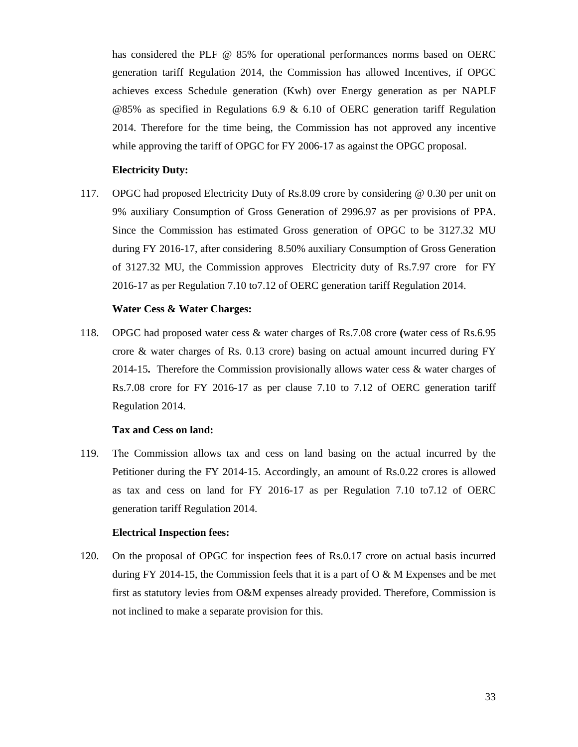has considered the PLF @ 85% for operational performances norms based on OERC generation tariff Regulation 2014, the Commission has allowed Incentives, if OPGC achieves excess Schedule generation (Kwh) over Energy generation as per NAPLF @85% as specified in Regulations 6.9 & 6.10 of OERC generation tariff Regulation 2014. Therefore for the time being, the Commission has not approved any incentive while approving the tariff of OPGC for FY 2006-17 as against the OPGC proposal.

**Electricity Duty:**

117. OPGC had proposed Electricity Duty of Rs.8.09 crore by considering @ 0.30 per unit on 9% auxiliary Consumption of Gross Generation of 2996.97 as per provisions of PPA. Since the Commission has estimated Gross generation of OPGC to be 3127.32 MU during FY 2016-17, after considering 8.50% auxiliary Consumption of Gross Generation of 3127.32 MU, the Commission approves Electricity duty of Rs.7.97 crore for FY 2016-17 as per Regulation 7.10 to7.12 of OERC generation tariff Regulation 2014.

**Water Cess & Water Charges:**

118. OPGC had proposed water cess & water charges of Rs.7.08 crore **(**water cess of Rs.6.95 crore & water charges of Rs. 0.13 crore) basing on actual amount incurred during FY 2014-15**.** Therefore the Commission provisionally allows water cess & water charges of Rs.7.08 crore for FY 2016-17 as per clause 7.10 to 7.12 of OERC generation tariff Regulation 2014.

**Tax and Cess on land:**

119. The Commission allows tax and cess on land basing on the actual incurred by the Petitioner during the FY 2014-15. Accordingly, an amount of Rs.0.22 crores is allowed as tax and cess on land for FY 2016-17 as per Regulation 7.10 to7.12 of OERC generation tariff Regulation 2014.

**Electrical Inspection fees:**

120. On the proposal of OPGC for inspection fees of Rs.0.17 crore on actual basis incurred during FY 2014-15, the Commission feels that it is a part of O & M Expenses and be met first as statutory levies from O&M expenses already provided. Therefore, Commission is not inclined to make a separate provision for this.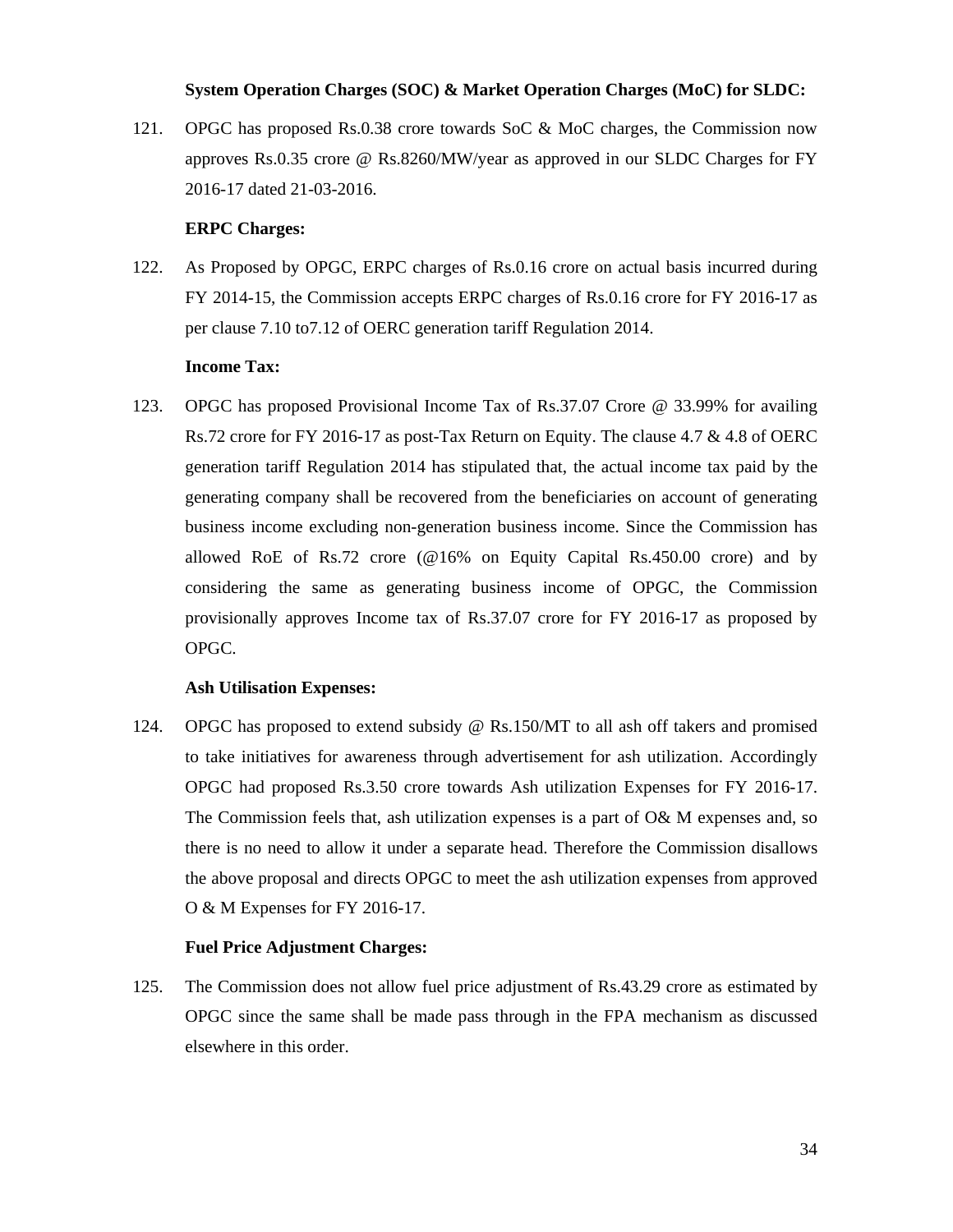**System Operation Charges (SOC) & Market Operation Charges (MoC) for SLDC:**

121. OPGC has proposed Rs.0.38 crore towards SoC & MoC charges, the Commission now approves Rs.0.35 crore @ Rs.8260/MW/year as approved in our SLDC Charges for FY 2016-17 dated 21-03-2016.

**ERPC Charges:**

122. As Proposed by OPGC, ERPC charges of Rs.0.16 crore on actual basis incurred during FY 2014-15, the Commission accepts ERPC charges of Rs.0.16 crore for FY 2016-17 as per clause 7.10 to7.12 of OERC generation tariff Regulation 2014.

**Income Tax:**

123. OPGC has proposed Provisional Income Tax of Rs.37.07 Crore @ 33.99% for availing Rs.72 crore for FY 2016-17 as post-Tax Return on Equity. The clause 4.7 & 4.8 of OERC generation tariff Regulation 2014 has stipulated that, the actual income tax paid by the generating company shall be recovered from the beneficiaries on account of generating business income excluding non-generation business income. Since the Commission has allowed RoE of Rs.72 crore (@16% on Equity Capital Rs.450.00 crore) and by considering the same as generating business income of OPGC, the Commission provisionally approves Income tax of Rs.37.07 crore for FY 2016-17 as proposed by OPGC.

**Ash Utilisation Expenses:**

124. OPGC has proposed to extend subsidy @ Rs.150/MT to all ash off takers and promised to take initiatives for awareness through advertisement for ash utilization. Accordingly OPGC had proposed Rs.3.50 crore towards Ash utilization Expenses for FY 2016-17. The Commission feels that, ash utilization expenses is a part of O& M expenses and, so there is no need to allow it under a separate head. Therefore the Commission disallows the above proposal and directs OPGC to meet the ash utilization expenses from approved O & M Expenses for FY 2016-17.

**Fuel Price Adjustment Charges:**

125. The Commission does not allow fuel price adjustment of Rs.43.29 crore as estimated by OPGC since the same shall be made pass through in the FPA mechanism as discussed elsewhere in this order.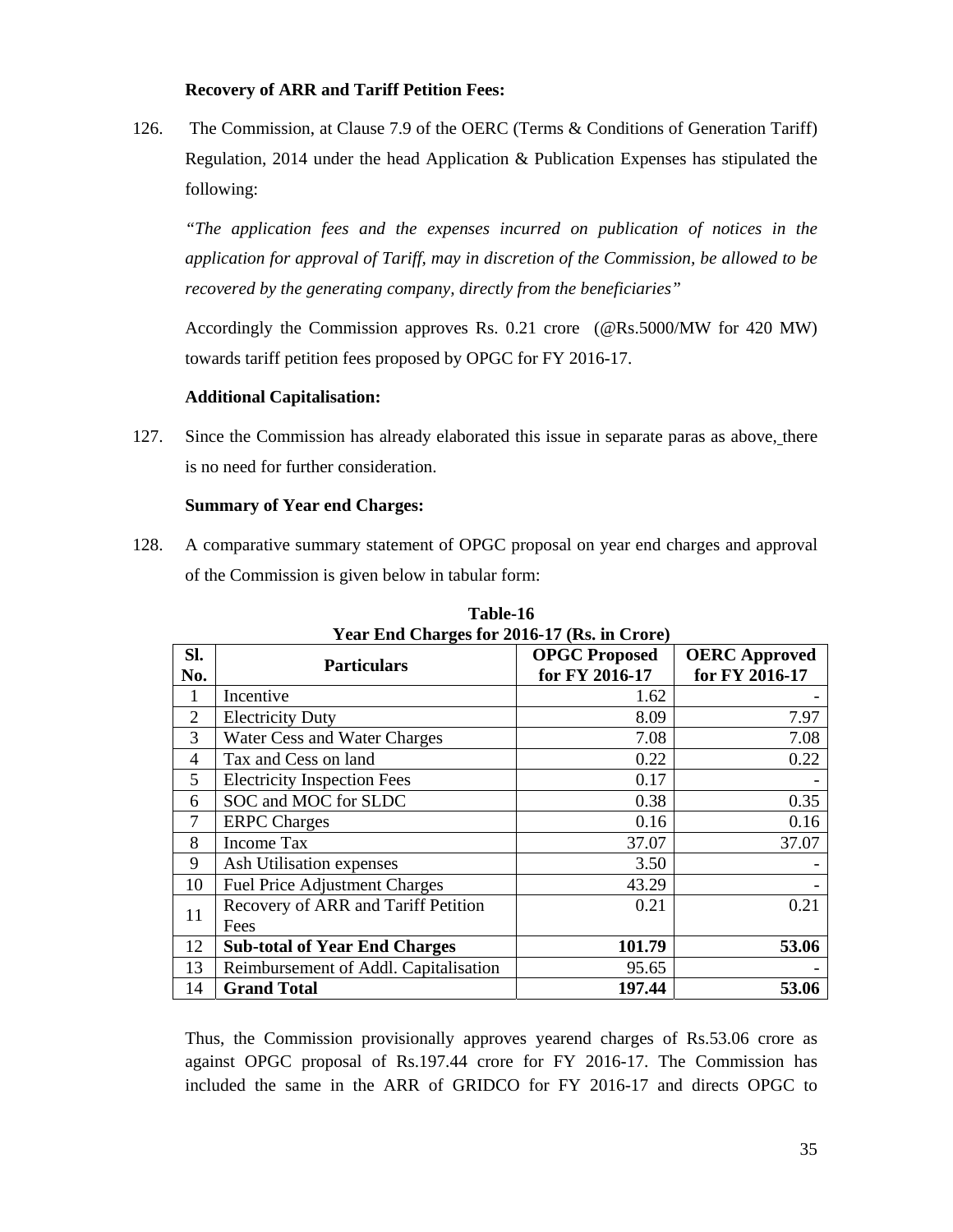**Recovery of ARR and Tariff Petition Fees:**

126. The Commission, at Clause 7.9 of the OERC (Terms & Conditions of Generation Tariff) Regulation, 2014 under the head Application & Publication Expenses has stipulated the following:

*"The application fees and the expenses incurred on publication of notices in the application for approval of Tariff, may in discretion of the Commission, be allowed to be recovered by the generating company, directly from the beneficiaries"*

Accordingly the Commission approves Rs. 0.21 crore (@Rs.5000/MW for 420 MW) towards tariff petition fees proposed by OPGC for FY 2016-17.

**Additional Capitalisation:**

127. Since the Commission has already elaborated this issue in separate paras as above, there is no need for further consideration.

**Summary of Year end Charges:**

128. A comparative summary statement of OPGC proposal on year end charges and approval of the Commission is given below in tabular form:

**Table-16**
**Year End Charges for 2016-17 (Rs. in Crore)**

| Sl. No. | Particulars | OPGC Proposed for FY 2016-17 | OERC Approved for FY 2016-17 |
|---|---|---|---|
| 1 | Incentive | 1.62 | - |
| 2 | Electricity Duty | 8.09 | 7.97 |
| 3 | Water Cess and Water Charges | 7.08 | 7.08 |
| 4 | Tax and Cess on land | 0.22 | 0.22 |
| 5 | Electricity Inspection Fees | 0.17 | - |
| 6 | SOC and MOC for SLDC | 0.38 | 0.35 |
| 7 | ERPC Charges | 0.16 | 0.16 |
| 8 | Income Tax | 37.07 | 37.07 |
| 9 | Ash Utilisation expenses | 3.50 | - |
| 10 | Fuel Price Adjustment Charges | 43.29 | - |
| 11 | Recovery of ARR and Tariff Petition Fees | 0.21 | 0.21 |
| 12 | **Sub-total of Year End Charges** | **101.79** | **53.06** |
| 13 | Reimbursement of Addl. Capitalisation | 95.65 | - |
| 14 | **Grand Total** | **197.44** | **53.06** |

Thus, the Commission provisionally approves yearend charges of Rs.53.06 crore as against OPGC proposal of Rs.197.44 crore for FY 2016-17. The Commission has included the same in the ARR of GRIDCO for FY 2016-17 and directs OPGC to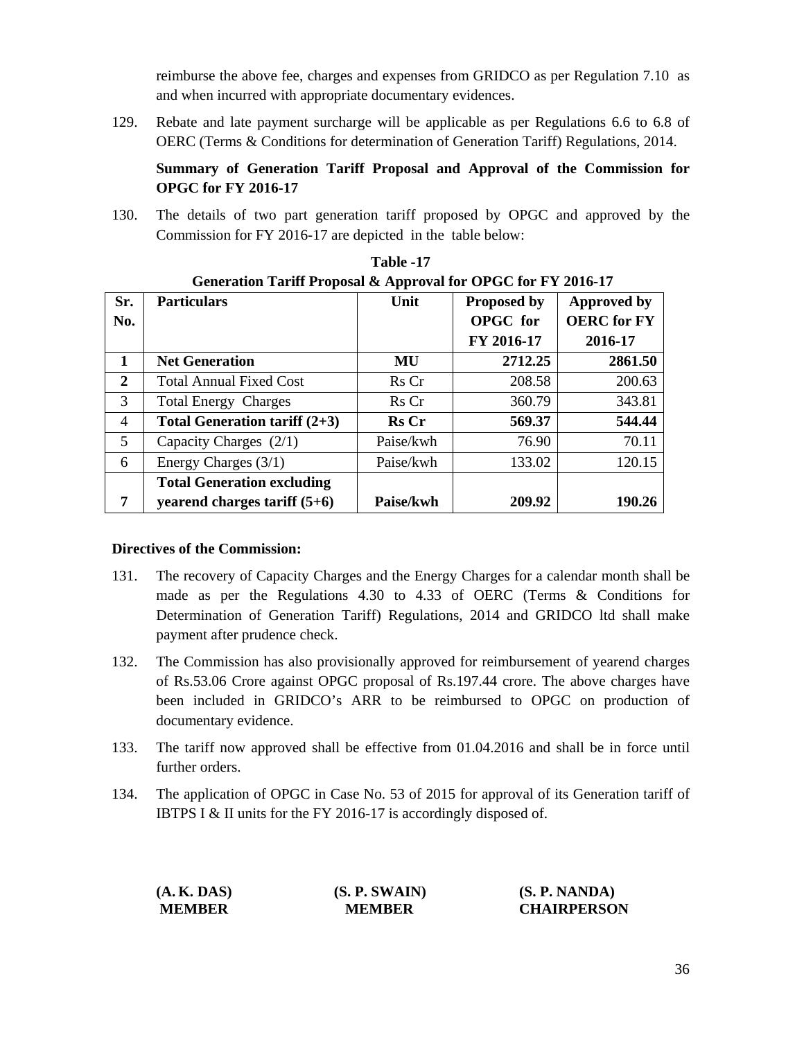reimburse the above fee, charges and expenses from GRIDCO as per Regulation 7.10 as and when incurred with appropriate documentary evidences.

129. Rebate and late payment surcharge will be applicable as per Regulations 6.6 to 6.8 of OERC (Terms & Conditions for determination of Generation Tariff) Regulations, 2014.

**Summary of Generation Tariff Proposal and Approval of the Commission for OPGC for FY 2016-17**

130. The details of two part generation tariff proposed by OPGC and approved by the Commission for FY 2016-17 are depicted in the table below:

**Table -17**
**Generation Tariff Proposal & Approval for OPGC for FY 2016-17**

| Sr. No. | Particulars | Unit | Proposed by OPGC for FY 2016-17 | Approved by OERC for FY 2016-17 |
|---|---|---|---|---|
| **1** | **Net Generation** | **MU** | **2712.25** | **2861.50** |
| **2** | Total Annual Fixed Cost | Rs Cr | 208.58 | 200.63 |
| 3 | Total Energy Charges | Rs Cr | 360.79 | 343.81 |
| 4 | **Total Generation tariff (2+3)** | **Rs Cr** | **569.37** | **544.44** |
| 5 | Capacity Charges (2/1) | Paise/kwh | 76.90 | 70.11 |
| 6 | Energy Charges (3/1) | Paise/kwh | 133.02 | 120.15 |
| **7** | **Total Generation excluding yearend charges tariff (5+6)** | **Paise/kwh** | **209.92** | **190.26** |

**Directives of the Commission:**

131. The recovery of Capacity Charges and the Energy Charges for a calendar month shall be made as per the Regulations 4.30 to 4.33 of OERC (Terms & Conditions for Determination of Generation Tariff) Regulations, 2014 and GRIDCO ltd shall make payment after prudence check.

132. The Commission has also provisionally approved for reimbursement of yearend charges of Rs.53.06 Crore against OPGC proposal of Rs.197.44 crore. The above charges have been included in GRIDCO's ARR to be reimbursed to OPGC on production of documentary evidence.

133. The tariff now approved shall be effective from 01.04.2016 and shall be in force until further orders.

134. The application of OPGC in Case No. 53 of 2015 for approval of its Generation tariff of IBTPS I & II units for the FY 2016-17 is accordingly disposed of.

**(A. K. DAS)**
**MEMBER**

**(S. P. SWAIN)**
**MEMBER**

**(S. P. NANDA)**
**CHAIRPERSON**